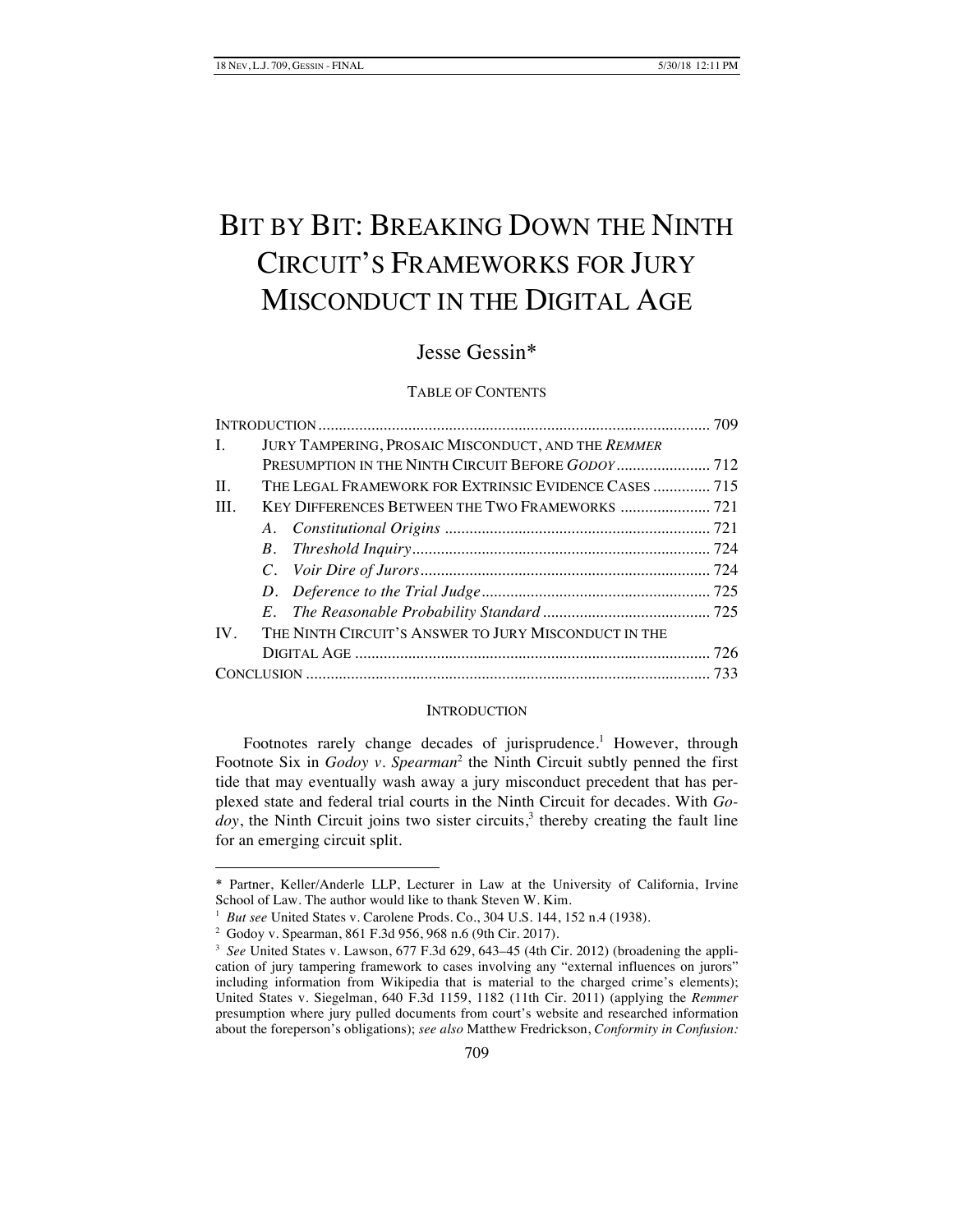# BIT BY BIT: BREAKING DOWN THE NINTH CIRCUIT'S FRAMEWORKS FOR JURY MISCONDUCT IN THE DIGITAL AGE

Jesse Gessin*

TABLE OF CONTENTS

| | | |
|---|---|---|
| INTRODUCTION | | 709 |
| I. | JURY TAMPERING, PROSAIC MISCONDUCT, AND THE *REMMER* PRESUMPTION IN THE NINTH CIRCUIT BEFORE *GODOY* | 712 |
| II. | THE LEGAL FRAMEWORK FOR EXTRINSIC EVIDENCE CASES | 715 |
| III. | KEY DIFFERENCES BETWEEN THE TWO FRAMEWORKS | 721 |
| | *A. Constitutional Origins* | 721 |
| | *B. Threshold Inquiry* | 724 |
| | *C. Voir Dire of Jurors* | 724 |
| | *D. Deference to the Trial Judge* | 725 |
| | *E. The Reasonable Probability Standard* | 725 |
| IV. | THE NINTH CIRCUIT'S ANSWER TO JURY MISCONDUCT IN THE DIGITAL AGE | 726 |
| CONCLUSION | | 733 |

## INTRODUCTION

Footnotes rarely change decades of jurisprudence.[1] However, through Footnote Six in *Godoy v. Spearman*[2] the Ninth Circuit subtly penned the first tide that may eventually wash away a jury misconduct precedent that has perplexed state and federal trial courts in the Ninth Circuit for decades. With *Godoy*, the Ninth Circuit joins two sister circuits,[3] thereby creating the fault line for an emerging circuit split.

---

\* Partner, Keller/Anderle LLP, Lecturer in Law at the University of California, Irvine School of Law. The author would like to thank Steven W. Kim.

[1] *But see* United States v. Carolene Prods. Co., 304 U.S. 144, 152 n.4 (1938).

[2] Godoy v. Spearman, 861 F.3d 956, 968 n.6 (9th Cir. 2017).

[3] *See* United States v. Lawson, 677 F.3d 629, 643–45 (4th Cir. 2012) (broadening the application of jury tampering framework to cases involving any "external influences on jurors" including information from Wikipedia that is material to the charged crime's elements); United States v. Siegelman, 640 F.3d 1159, 1182 (11th Cir. 2011) (applying the *Remmer* presumption where jury pulled documents from court's website and researched information about the foreperson's obligations); *see also* Matthew Fredrickson, *Conformity in Confusion:*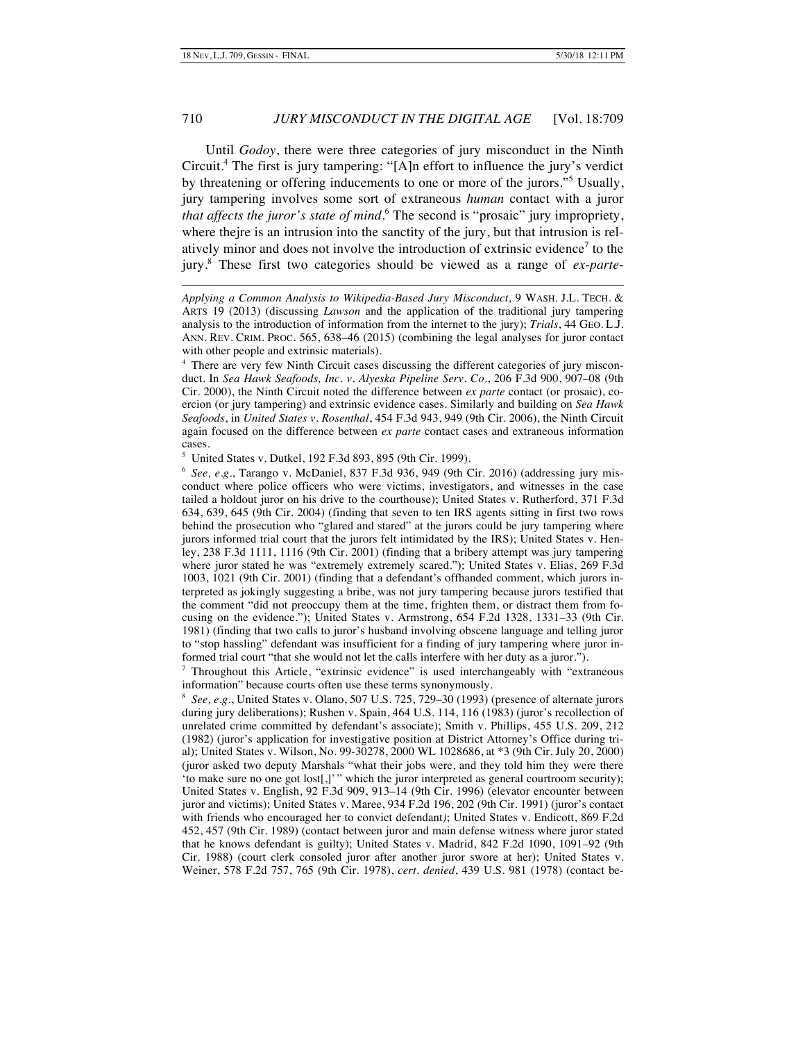Until *Godoy*, there were three categories of jury misconduct in the Ninth Circuit.[4] The first is jury tampering: "[A]n effort to influence the jury's verdict by threatening or offering inducements to one or more of the jurors."[5] Usually, jury tampering involves some sort of extraneous *human* contact with a juror *that affects the juror's state of mind*.[6] The second is "prosaic" jury impropriety, where thejre is an intrusion into the sanctity of the jury, but that intrusion is relatively minor and does not involve the introduction of extrinsic evidence[7] to the jury.[8] These first two categories should be viewed as a range of *ex-parte*-

---

*Applying a Common Analysis to Wikipedia-Based Jury Misconduct*, 9 WASH. J.L. TECH. & ARTS 19 (2013) (discussing *Lawson* and the application of the traditional jury tampering analysis to the introduction of information from the internet to the jury); *Trials*, 44 GEO. L.J. ANN. REV. CRIM. PROC. 565, 638–46 (2015) (combining the legal analyses for juror contact with other people and extrinsic materials).

[4] There are very few Ninth Circuit cases discussing the different categories of jury misconduct. In *Sea Hawk Seafoods, Inc. v. Alyeska Pipeline Serv. Co.*, 206 F.3d 900, 907–08 (9th Cir. 2000), the Ninth Circuit noted the difference between *ex parte* contact (or prosaic), coercion (or jury tampering) and extrinsic evidence cases. Similarly and building on *Sea Hawk Seafoods*, in *United States v. Rosenthal*, 454 F.3d 943, 949 (9th Cir. 2006), the Ninth Circuit again focused on the difference between *ex parte* contact cases and extraneous information cases.

[5] United States v. Dutkel, 192 F.3d 893, 895 (9th Cir. 1999).

[6] *See, e.g.*, Tarango v. McDaniel, 837 F.3d 936, 949 (9th Cir. 2016) (addressing jury misconduct where police officers who were victims, investigators, and witnesses in the case tailed a holdout juror on his drive to the courthouse); United States v. Rutherford, 371 F.3d 634, 639, 645 (9th Cir. 2004) (finding that seven to ten IRS agents sitting in first two rows behind the prosecution who "glared and stared" at the jurors could be jury tampering where jurors informed trial court that the jurors felt intimidated by the IRS); United States v. Henley, 238 F.3d 1111, 1116 (9th Cir. 2001) (finding that a bribery attempt was jury tampering where juror stated he was "extremely extremely scared."); United States v. Elias, 269 F.3d 1003, 1021 (9th Cir. 2001) (finding that a defendant's offhanded comment, which jurors interpreted as jokingly suggesting a bribe, was not jury tampering because jurors testified that the comment "did not preoccupy them at the time, frighten them, or distract them from focusing on the evidence."); United States v. Armstrong, 654 F.2d 1328, 1331–33 (9th Cir. 1981) (finding that two calls to juror's husband involving obscene language and telling juror to "stop hassling" defendant was insufficient for a finding of jury tampering where juror informed trial court "that she would not let the calls interfere with her duty as a juror.").

[7] Throughout this Article, "extrinsic evidence" is used interchangeably with "extraneous information" because courts often use these terms synonymously.

[8] *See, e.g.*, United States v. Olano, 507 U.S. 725, 729–30 (1993) (presence of alternate jurors during jury deliberations); Rushen v. Spain, 464 U.S. 114, 116 (1983) (juror's recollection of unrelated crime committed by defendant's associate); Smith v. Phillips, 455 U.S. 209, 212 (1982) (juror's application for investigative position at District Attorney's Office during trial); United States v. Wilson, No. 99-30278, 2000 WL 1028686, at *3 (9th Cir. July 20, 2000) (juror asked two deputy Marshals "what their jobs were, and they told him they were there 'to make sure no one got lost[,]'" which the juror interpreted as general courtroom security); United States v. English, 92 F.3d 909, 913–14 (9th Cir. 1996) (elevator encounter between juror and victims); United States v. Maree, 934 F.2d 196, 202 (9th Cir. 1991) (juror's contact with friends who encouraged her to convict defendant); United States v. Endicott, 869 F.2d 452, 457 (9th Cir. 1989) (contact between juror and main defense witness where juror stated that he knows defendant is guilty); United States v. Madrid, 842 F.2d 1090, 1091–92 (9th Cir. 1988) (court clerk consoled juror after another juror swore at her); United States v. Weiner, 578 F.2d 757, 765 (9th Cir. 1978), *cert. denied*, 439 U.S. 981 (1978) (contact be-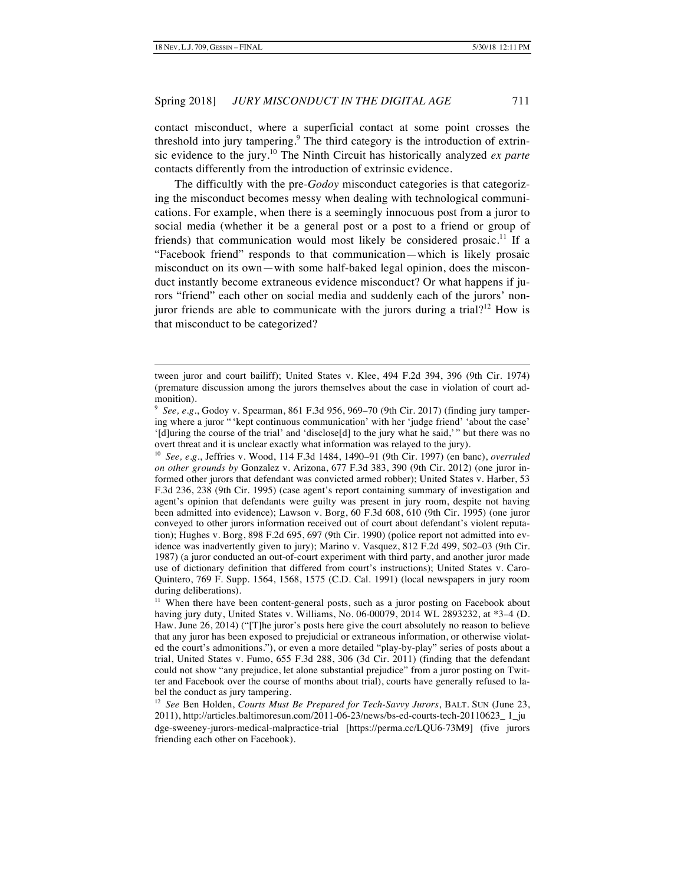contact misconduct, where a superficial contact at some point crosses the threshold into jury tampering.[9] The third category is the introduction of extrinsic evidence to the jury.[10] The Ninth Circuit has historically analyzed *ex parte* contacts differently from the introduction of extrinsic evidence.

The difficultly with the pre-*Godoy* misconduct categories is that categorizing the misconduct becomes messy when dealing with technological communications. For example, when there is a seemingly innocuous post from a juror to social media (whether it be a general post or a post to a friend or group of friends) that communication would most likely be considered prosaic.[11] If a "Facebook friend" responds to that communication—which is likely prosaic misconduct on its own—with some half-baked legal opinion, does the misconduct instantly become extraneous evidence misconduct? Or what happens if jurors "friend" each other on social media and suddenly each of the jurors' non-juror friends are able to communicate with the jurors during a trial?[12] How is that misconduct to be categorized?

---

tween juror and court bailiff); United States v. Klee, 494 F.2d 394, 396 (9th Cir. 1974) (premature discussion among the jurors themselves about the case in violation of court admonition).

[9] *See, e.g.*, Godoy v. Spearman, 861 F.3d 956, 969–70 (9th Cir. 2017) (finding jury tampering where a juror " 'kept continuous communication' with her 'judge friend' 'about the case' '[d]uring the course of the trial' and 'disclose[d] to the jury what he said,' " but there was no overt threat and it is unclear exactly what information was relayed to the jury).

[10] *See, e.g.*, Jeffries v. Wood, 114 F.3d 1484, 1490–91 (9th Cir. 1997) (en banc), *overruled on other grounds by* Gonzalez v. Arizona, 677 F.3d 383, 390 (9th Cir. 2012) (one juror informed other jurors that defendant was convicted armed robber); United States v. Harber, 53 F.3d 236, 238 (9th Cir. 1995) (case agent's report containing summary of investigation and agent's opinion that defendants were guilty was present in jury room, despite not having been admitted into evidence); Lawson v. Borg, 60 F.3d 608, 610 (9th Cir. 1995) (one juror conveyed to other jurors information received out of court about defendant's violent reputation); Hughes v. Borg, 898 F.2d 695, 697 (9th Cir. 1990) (police report not admitted into evidence was inadvertently given to jury); Marino v. Vasquez, 812 F.2d 499, 502–03 (9th Cir. 1987) (a juror conducted an out-of-court experiment with third party, and another juror made use of dictionary definition that differed from court's instructions); United States v. Caro-Quintero, 769 F. Supp. 1564, 1568, 1575 (C.D. Cal. 1991) (local newspapers in jury room during deliberations).

[11] When there have been content-general posts, such as a juror posting on Facebook about having jury duty, United States v. Williams, No. 06-00079, 2014 WL 2893232, at *3–4 (D. Haw. June 26, 2014) ("[T]he juror's posts here give the court absolutely no reason to believe that any juror has been exposed to prejudicial or extraneous information, or otherwise violated the court's admonitions."), or even a more detailed "play-by-play" series of posts about a trial, United States v. Fumo, 655 F.3d 288, 306 (3d Cir. 2011) (finding that the defendant could not show "any prejudice, let alone substantial prejudice" from a juror posting on Twitter and Facebook over the course of months about trial), courts have generally refused to label the conduct as jury tampering.

[12] *See* Ben Holden, *Courts Must Be Prepared for Tech-Savvy Jurors*, BALT. SUN (June 23, 2011), http://articles.baltimoresun.com/2011-06-23/news/bs-ed-courts-tech-20110623_1_judge-sweeney-jurors-medical-malpractice-trial [https://perma.cc/LQU6-73M9] (five jurors friending each other on Facebook).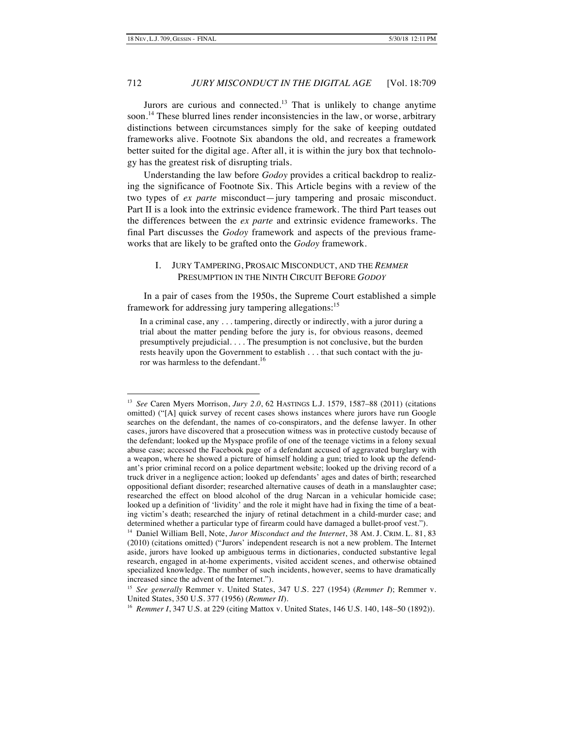Jurors are curious and connected.[13] That is unlikely to change anytime soon.[14] These blurred lines render inconsistencies in the law, or worse, arbitrary distinctions between circumstances simply for the sake of keeping outdated frameworks alive. Footnote Six abandons the old, and recreates a framework better suited for the digital age. After all, it is within the jury box that technology has the greatest risk of disrupting trials.

Understanding the law before *Godoy* provides a critical backdrop to realizing the significance of Footnote Six. This Article begins with a review of the two types of *ex parte* misconduct—jury tampering and prosaic misconduct. Part II is a look into the extrinsic evidence framework. The third Part teases out the differences between the *ex parte* and extrinsic evidence frameworks. The final Part discusses the *Godoy* framework and aspects of the previous frameworks that are likely to be grafted onto the *Godoy* framework.

## I. Jury Tampering, Prosaic Misconduct, and the *Remmer* Presumption in the Ninth Circuit Before *Godoy*

In a pair of cases from the 1950s, the Supreme Court established a simple framework for addressing jury tampering allegations:[15]

> In a criminal case, any . . . tampering, directly or indirectly, with a juror during a trial about the matter pending before the jury is, for obvious reasons, deemed presumptively prejudicial. . . . The presumption is not conclusive, but the burden rests heavily upon the Government to establish . . . that such contact with the juror was harmless to the defendant.[16]

---

[13] *See* Caren Myers Morrison, *Jury 2.0*, 62 Hastings L.J. 1579, 1587–88 (2011) (citations omitted) ("[A] quick survey of recent cases shows instances where jurors have run Google searches on the defendant, the names of co-conspirators, and the defense lawyer. In other cases, jurors have discovered that a prosecution witness was in protective custody because of the defendant; looked up the Myspace profile of one of the teenage victims in a felony sexual abuse case; accessed the Facebook page of a defendant accused of aggravated burglary with a weapon, where he showed a picture of himself holding a gun; tried to look up the defendant's prior criminal record on a police department website; looked up the driving record of a truck driver in a negligence action; looked up defendants' ages and dates of birth; researched oppositional defiant disorder; researched alternative causes of death in a manslaughter case; researched the effect on blood alcohol of the drug Narcan in a vehicular homicide case; looked up a definition of 'lividity' and the role it might have had in fixing the time of a beating victim's death; researched the injury of retinal detachment in a child-murder case; and determined whether a particular type of firearm could have damaged a bullet-proof vest.").

[14] Daniel William Bell, Note, *Juror Misconduct and the Internet*, 38 Am. J. Crim. L. 81, 83 (2010) (citations omitted) ("Jurors' independent research is not a new problem. The Internet aside, jurors have looked up ambiguous terms in dictionaries, conducted substantive legal research, engaged in at-home experiments, visited accident scenes, and otherwise obtained specialized knowledge. The number of such incidents, however, seems to have dramatically increased since the advent of the Internet.").

[15] *See generally* Remmer v. United States, 347 U.S. 227 (1954) (*Remmer I*); Remmer v. United States, 350 U.S. 377 (1956) (*Remmer II*).

[16] *Remmer I*, 347 U.S. at 229 (citing Mattox v. United States, 146 U.S. 140, 148–50 (1892)).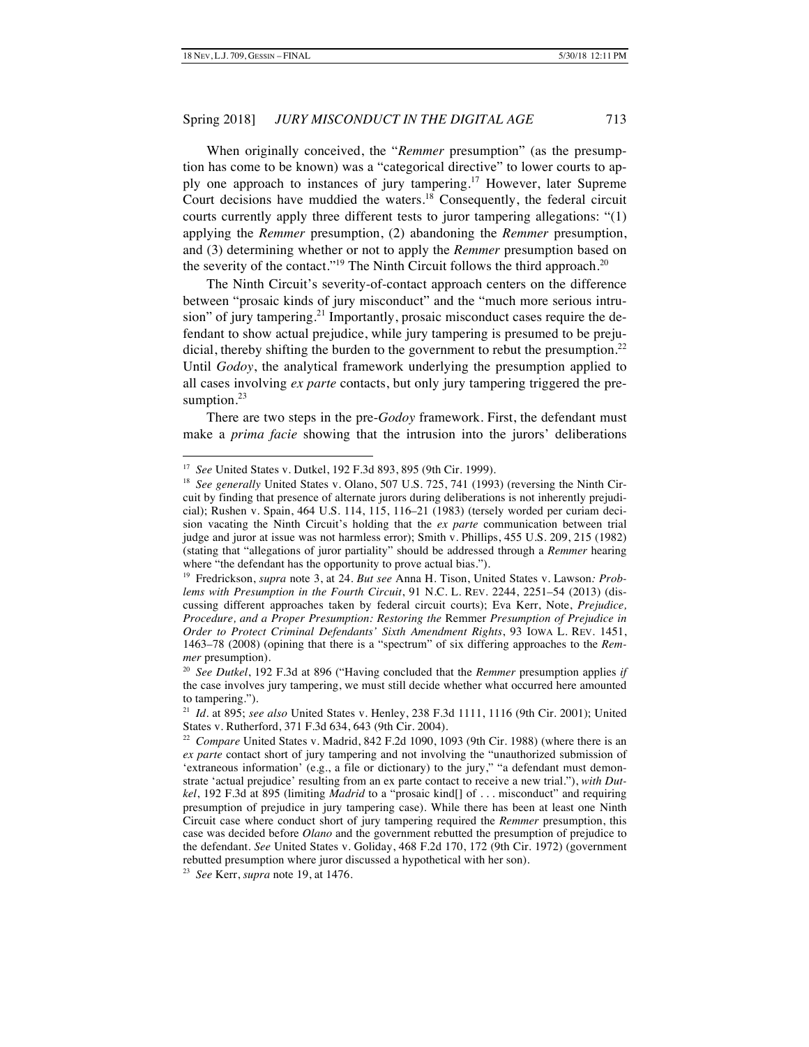When originally conceived, the "*Remmer* presumption" (as the presumption has come to be known) was a "categorical directive" to lower courts to apply one approach to instances of jury tampering.[17] However, later Supreme Court decisions have muddied the waters.[18] Consequently, the federal circuit courts currently apply three different tests to juror tampering allegations: "(1) applying the *Remmer* presumption, (2) abandoning the *Remmer* presumption, and (3) determining whether or not to apply the *Remmer* presumption based on the severity of the contact."[19] The Ninth Circuit follows the third approach.[20]

The Ninth Circuit's severity-of-contact approach centers on the difference between "prosaic kinds of jury misconduct" and the "much more serious intrusion" of jury tampering.[21] Importantly, prosaic misconduct cases require the defendant to show actual prejudice, while jury tampering is presumed to be prejudicial, thereby shifting the burden to the government to rebut the presumption.[22] Until *Godoy*, the analytical framework underlying the presumption applied to all cases involving *ex parte* contacts, but only jury tampering triggered the presumption.[23]

There are two steps in the pre-*Godoy* framework. First, the defendant must make a *prima facie* showing that the intrusion into the jurors' deliberations

---

[17] *See* United States v. Dutkel, 192 F.3d 893, 895 (9th Cir. 1999).

[18] *See generally* United States v. Olano, 507 U.S. 725, 741 (1993) (reversing the Ninth Circuit by finding that presence of alternate jurors during deliberations is not inherently prejudicial); Rushen v. Spain, 464 U.S. 114, 115, 116–21 (1983) (tersely worded per curiam decision vacating the Ninth Circuit's holding that the *ex parte* communication between trial judge and juror at issue was not harmless error); Smith v. Phillips, 455 U.S. 209, 215 (1982) (stating that "allegations of juror partiality" should be addressed through a *Remmer* hearing where "the defendant has the opportunity to prove actual bias.").

[19] Fredrickson, *supra* note 3, at 24. *But see* Anna H. Tison, United States v. Lawson*: Problems with Presumption in the Fourth Circuit*, 91 N.C. L. REV. 2244, 2251–54 (2013) (discussing different approaches taken by federal circuit courts); Eva Kerr, Note, *Prejudice, Procedure, and a Proper Presumption: Restoring the* Remmer *Presumption of Prejudice in Order to Protect Criminal Defendants' Sixth Amendment Rights*, 93 IOWA L. REV. 1451, 1463–78 (2008) (opining that there is a "spectrum" of six differing approaches to the *Remmer* presumption).

[20] *See Dutkel*, 192 F.3d at 896 ("Having concluded that the *Remmer* presumption applies *if* the case involves jury tampering, we must still decide whether what occurred here amounted to tampering.").

[21] *Id.* at 895; *see also* United States v. Henley, 238 F.3d 1111, 1116 (9th Cir. 2001); United States v. Rutherford, 371 F.3d 634, 643 (9th Cir. 2004).

[22] *Compare* United States v. Madrid, 842 F.2d 1090, 1093 (9th Cir. 1988) (where there is an *ex parte* contact short of jury tampering and not involving the "unauthorized submission of 'extraneous information' (e.g., a file or dictionary) to the jury," "a defendant must demonstrate 'actual prejudice' resulting from an ex parte contact to receive a new trial."), *with Dutkel*, 192 F.3d at 895 (limiting *Madrid* to a "prosaic kind[] of . . . misconduct" and requiring presumption of prejudice in jury tampering case). While there has been at least one Ninth Circuit case where conduct short of jury tampering required the *Remmer* presumption, this case was decided before *Olano* and the government rebutted the presumption of prejudice to the defendant. *See* United States v. Goliday, 468 F.2d 170, 172 (9th Cir. 1972) (government rebutted presumption where juror discussed a hypothetical with her son).

[23] *See* Kerr, *supra* note 19, at 1476.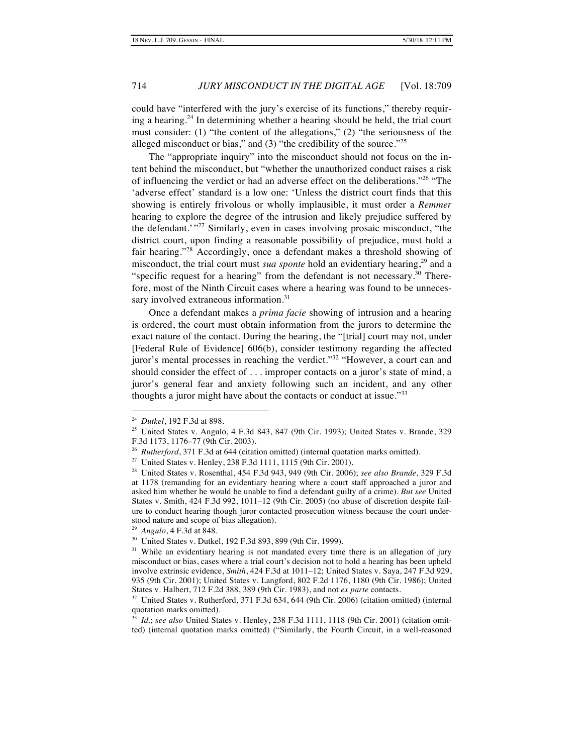could have "interfered with the jury's exercise of its functions," thereby requiring a hearing.[24] In determining whether a hearing should be held, the trial court must consider: (1) "the content of the allegations," (2) "the seriousness of the alleged misconduct or bias," and (3) "the credibility of the source."[25]

The "appropriate inquiry" into the misconduct should not focus on the intent behind the misconduct, but "whether the unauthorized conduct raises a risk of influencing the verdict or had an adverse effect on the deliberations."[26] "The 'adverse effect' standard is a low one: 'Unless the district court finds that this showing is entirely frivolous or wholly implausible, it must order a *Remmer* hearing to explore the degree of the intrusion and likely prejudice suffered by the defendant.' "[27] Similarly, even in cases involving prosaic misconduct, "the district court, upon finding a reasonable possibility of prejudice, must hold a fair hearing."[28] Accordingly, once a defendant makes a threshold showing of misconduct, the trial court must *sua sponte* hold an evidentiary hearing,[29] and a "specific request for a hearing" from the defendant is not necessary.[30] Therefore, most of the Ninth Circuit cases where a hearing was found to be unnecessary involved extraneous information.[31]

Once a defendant makes a *prima facie* showing of intrusion and a hearing is ordered, the court must obtain information from the jurors to determine the exact nature of the contact. During the hearing, the "[trial] court may not, under [Federal Rule of Evidence] 606(b), consider testimony regarding the affected juror's mental processes in reaching the verdict."[32] "However, a court can and should consider the effect of . . . improper contacts on a juror's state of mind, a juror's general fear and anxiety following such an incident, and any other thoughts a juror might have about the contacts or conduct at issue."[33]

---

[24] *Dutkel*, 192 F.3d at 898.

[25] United States v. Angulo, 4 F.3d 843, 847 (9th Cir. 1993); United States v. Brande, 329 F.3d 1173, 1176–77 (9th Cir. 2003).

[26] *Rutherford*, 371 F.3d at 644 (citation omitted) (internal quotation marks omitted).

[27] United States v. Henley, 238 F.3d 1111, 1115 (9th Cir. 2001).

[28] United States v. Rosenthal, 454 F.3d 943, 949 (9th Cir. 2006); *see also Brande*, 329 F.3d at 1178 (remanding for an evidentiary hearing where a court staff approached a juror and asked him whether he would be unable to find a defendant guilty of a crime). *But see* United States v. Smith, 424 F.3d 992, 1011–12 (9th Cir. 2005) (no abuse of discretion despite failure to conduct hearing though juror contacted prosecution witness because the court understood nature and scope of bias allegation).

[29] *Angulo*, 4 F.3d at 848.

[30] United States v. Dutkel, 192 F.3d 893, 899 (9th Cir. 1999).

[31] While an evidentiary hearing is not mandated every time there is an allegation of jury misconduct or bias, cases where a trial court's decision not to hold a hearing has been upheld involve extrinsic evidence, *Smith*, 424 F.3d at 1011–12; United States v. Saya, 247 F.3d 929, 935 (9th Cir. 2001); United States v. Langford, 802 F.2d 1176, 1180 (9th Cir. 1986); United States v. Halbert, 712 F.2d 388, 389 (9th Cir. 1983), and not *ex parte* contacts.

[32] United States v. Rutherford, 371 F.3d 634, 644 (9th Cir. 2006) (citation omitted) (internal quotation marks omitted).

[33] *Id.*; *see also* United States v. Henley, 238 F.3d 1111, 1118 (9th Cir. 2001) (citation omitted) (internal quotation marks omitted) ("Similarly, the Fourth Circuit, in a well-reasoned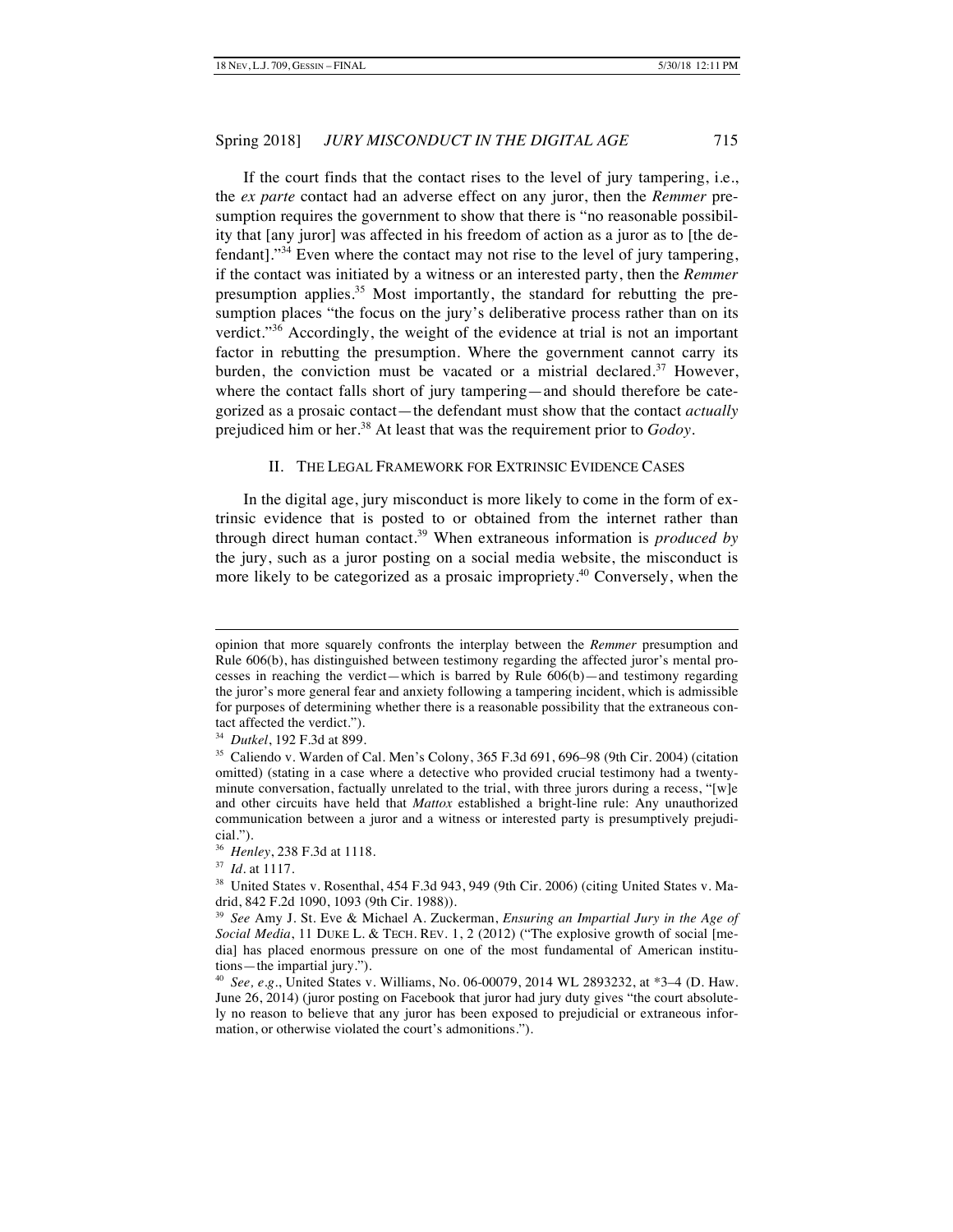If the court finds that the contact rises to the level of jury tampering, i.e., the *ex parte* contact had an adverse effect on any juror, then the *Remmer* presumption requires the government to show that there is "no reasonable possibility that [any juror] was affected in his freedom of action as a juror as to [the defendant]."[34] Even where the contact may not rise to the level of jury tampering, if the contact was initiated by a witness or an interested party, then the *Remmer* presumption applies.[35] Most importantly, the standard for rebutting the presumption places "the focus on the jury's deliberative process rather than on its verdict."[36] Accordingly, the weight of the evidence at trial is not an important factor in rebutting the presumption. Where the government cannot carry its burden, the conviction must be vacated or a mistrial declared.[37] However, where the contact falls short of jury tampering—and should therefore be categorized as a prosaic contact—the defendant must show that the contact *actually* prejudiced him or her.[38] At least that was the requirement prior to *Godoy*.

## II. THE LEGAL FRAMEWORK FOR EXTRINSIC EVIDENCE CASES

In the digital age, jury misconduct is more likely to come in the form of extrinsic evidence that is posted to or obtained from the internet rather than through direct human contact.[39] When extraneous information is *produced by* the jury, such as a juror posting on a social media website, the misconduct is more likely to be categorized as a prosaic impropriety.[40] Conversely, when the

---

opinion that more squarely confronts the interplay between the *Remmer* presumption and Rule 606(b), has distinguished between testimony regarding the affected juror's mental processes in reaching the verdict—which is barred by Rule 606(b)—and testimony regarding the juror's more general fear and anxiety following a tampering incident, which is admissible for purposes of determining whether there is a reasonable possibility that the extraneous contact affected the verdict.").

[34] *Dutkel*, 192 F.3d at 899.

[35] Caliendo v. Warden of Cal. Men's Colony, 365 F.3d 691, 696–98 (9th Cir. 2004) (citation omitted) (stating in a case where a detective who provided crucial testimony had a twenty-minute conversation, factually unrelated to the trial, with three jurors during a recess, "[w]e and other circuits have held that *Mattox* established a bright-line rule: Any unauthorized communication between a juror and a witness or interested party is presumptively prejudicial.").

[36] *Henley*, 238 F.3d at 1118.

[37] *Id.* at 1117.

[38] United States v. Rosenthal, 454 F.3d 943, 949 (9th Cir. 2006) (citing United States v. Madrid, 842 F.2d 1090, 1093 (9th Cir. 1988)).

[39] *See* Amy J. St. Eve & Michael A. Zuckerman, *Ensuring an Impartial Jury in the Age of Social Media*, 11 DUKE L. & TECH. REV. 1, 2 (2012) ("The explosive growth of social [media] has placed enormous pressure on one of the most fundamental of American institutions—the impartial jury.").

[40] *See, e.g.*, United States v. Williams, No. 06-00079, 2014 WL 2893232, at *3–4 (D. Haw. June 26, 2014) (juror posting on Facebook that juror had jury duty gives "the court absolutely no reason to believe that any juror has been exposed to prejudicial or extraneous information, or otherwise violated the court's admonitions.").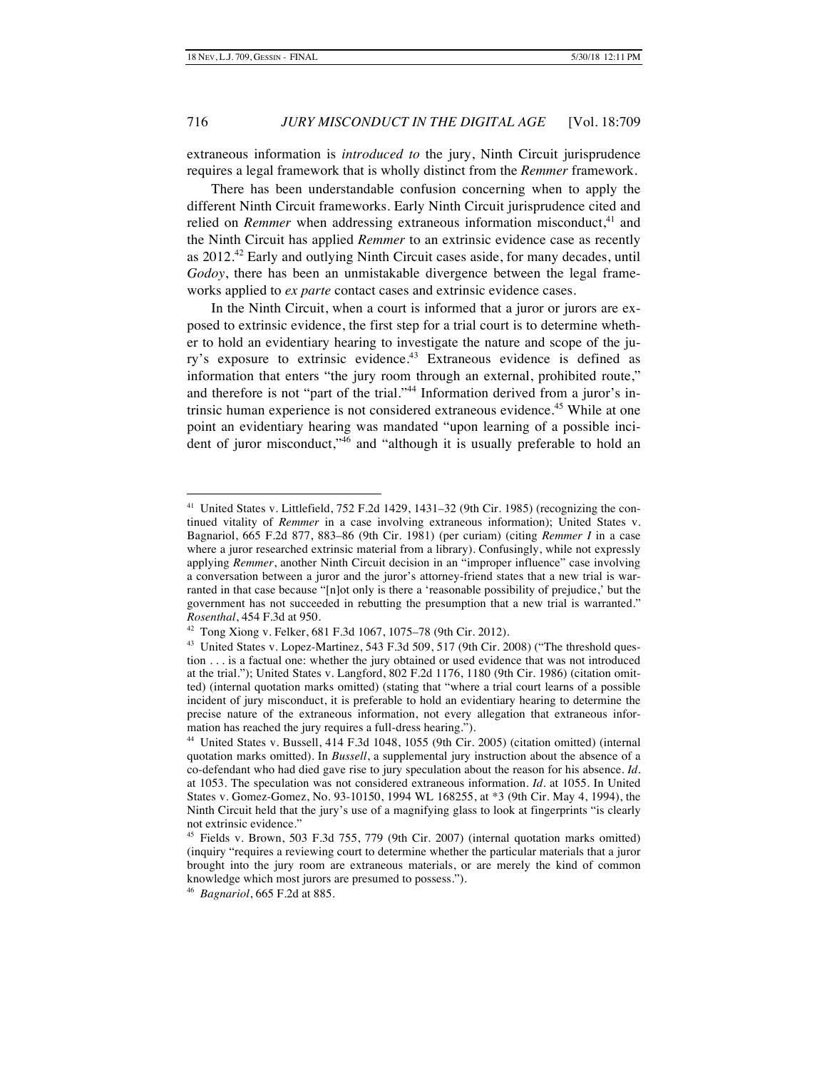extraneous information is *introduced to* the jury, Ninth Circuit jurisprudence requires a legal framework that is wholly distinct from the *Remmer* framework.

There has been understandable confusion concerning when to apply the different Ninth Circuit frameworks. Early Ninth Circuit jurisprudence cited and relied on *Remmer* when addressing extraneous information misconduct,[41] and the Ninth Circuit has applied *Remmer* to an extrinsic evidence case as recently as 2012.[42] Early and outlying Ninth Circuit cases aside, for many decades, until *Godoy*, there has been an unmistakable divergence between the legal frameworks applied to *ex parte* contact cases and extrinsic evidence cases.

In the Ninth Circuit, when a court is informed that a juror or jurors are exposed to extrinsic evidence, the first step for a trial court is to determine whether to hold an evidentiary hearing to investigate the nature and scope of the jury's exposure to extrinsic evidence.[43] Extraneous evidence is defined as information that enters "the jury room through an external, prohibited route," and therefore is not "part of the trial."[44] Information derived from a juror's intrinsic human experience is not considered extraneous evidence.[45] While at one point an evidentiary hearing was mandated "upon learning of a possible incident of juror misconduct,"[46] and "although it is usually preferable to hold an

---

[41] United States v. Littlefield, 752 F.2d 1429, 1431–32 (9th Cir. 1985) (recognizing the continued vitality of *Remmer* in a case involving extraneous information); United States v. Bagnariol, 665 F.2d 877, 883–86 (9th Cir. 1981) (per curiam) (citing *Remmer I* in a case where a juror researched extrinsic material from a library). Confusingly, while not expressly applying *Remmer*, another Ninth Circuit decision in an "improper influence" case involving a conversation between a juror and the juror's attorney-friend states that a new trial is warranted in that case because "[n]ot only is there a 'reasonable possibility of prejudice,' but the government has not succeeded in rebutting the presumption that a new trial is warranted." *Rosenthal*, 454 F.3d at 950.

[42] Tong Xiong v. Felker, 681 F.3d 1067, 1075–78 (9th Cir. 2012).

[43] United States v. Lopez-Martinez, 543 F.3d 509, 517 (9th Cir. 2008) ("The threshold question . . . is a factual one: whether the jury obtained or used evidence that was not introduced at the trial."); United States v. Langford, 802 F.2d 1176, 1180 (9th Cir. 1986) (citation omitted) (internal quotation marks omitted) (stating that "where a trial court learns of a possible incident of jury misconduct, it is preferable to hold an evidentiary hearing to determine the precise nature of the extraneous information, not every allegation that extraneous information has reached the jury requires a full-dress hearing.").

[44] United States v. Bussell, 414 F.3d 1048, 1055 (9th Cir. 2005) (citation omitted) (internal quotation marks omitted). In *Bussell*, a supplemental jury instruction about the absence of a co-defendant who had died gave rise to jury speculation about the reason for his absence. *Id.* at 1053. The speculation was not considered extraneous information. *Id.* at 1055. In United States v. Gomez-Gomez, No. 93-10150, 1994 WL 168255, at *3 (9th Cir. May 4, 1994), the Ninth Circuit held that the jury's use of a magnifying glass to look at fingerprints "is clearly not extrinsic evidence."

[45] Fields v. Brown, 503 F.3d 755, 779 (9th Cir. 2007) (internal quotation marks omitted) (inquiry "requires a reviewing court to determine whether the particular materials that a juror brought into the jury room are extraneous materials, or are merely the kind of common knowledge which most jurors are presumed to possess.").

[46] *Bagnariol*, 665 F.2d at 885.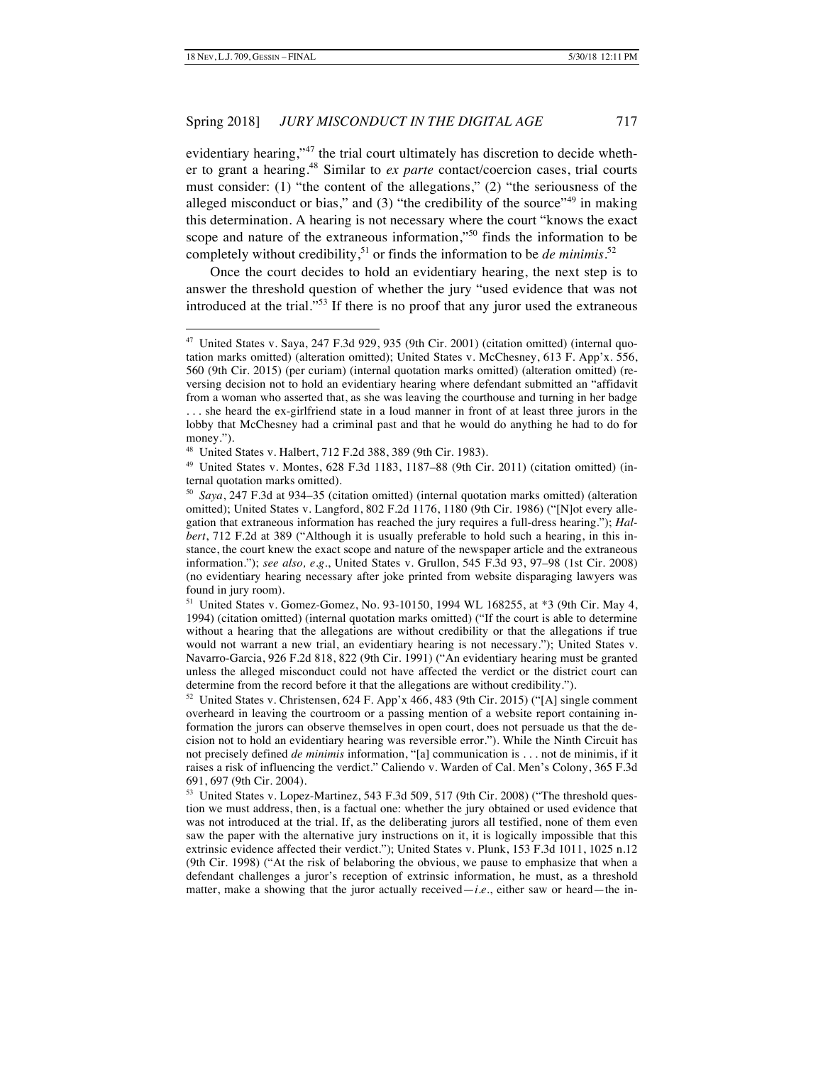evidentiary hearing,"[47] the trial court ultimately has discretion to decide whether to grant a hearing.[48] Similar to *ex parte* contact/coercion cases, trial courts must consider: (1) "the content of the allegations," (2) "the seriousness of the alleged misconduct or bias," and (3) "the credibility of the source"[49] in making this determination. A hearing is not necessary where the court "knows the exact scope and nature of the extraneous information,"[50] finds the information to be completely without credibility,[51] or finds the information to be *de minimis*.[52]

Once the court decides to hold an evidentiary hearing, the next step is to answer the threshold question of whether the jury "used evidence that was not introduced at the trial."[53] If there is no proof that any juror used the extraneous

---

[47] United States v. Saya, 247 F.3d 929, 935 (9th Cir. 2001) (citation omitted) (internal quotation marks omitted) (alteration omitted); United States v. McChesney, 613 F. App'x. 556, 560 (9th Cir. 2015) (per curiam) (internal quotation marks omitted) (alteration omitted) (reversing decision not to hold an evidentiary hearing where defendant submitted an "affidavit from a woman who asserted that, as she was leaving the courthouse and turning in her badge . . . she heard the ex-girlfriend state in a loud manner in front of at least three jurors in the lobby that McChesney had a criminal past and that he would do anything he had to do for money.").

[48] United States v. Halbert, 712 F.2d 388, 389 (9th Cir. 1983).

[49] United States v. Montes, 628 F.3d 1183, 1187–88 (9th Cir. 2011) (citation omitted) (internal quotation marks omitted).

[50] *Saya*, 247 F.3d at 934–35 (citation omitted) (internal quotation marks omitted) (alteration omitted); United States v. Langford, 802 F.2d 1176, 1180 (9th Cir. 1986) ("[N]ot every allegation that extraneous information has reached the jury requires a full-dress hearing."); *Halbert*, 712 F.2d at 389 ("Although it is usually preferable to hold such a hearing, in this instance, the court knew the exact scope and nature of the newspaper article and the extraneous information."); *see also, e.g.*, United States v. Grullon, 545 F.3d 93, 97–98 (1st Cir. 2008) (no evidentiary hearing necessary after joke printed from website disparaging lawyers was found in jury room).

[51] United States v. Gomez-Gomez, No. 93-10150, 1994 WL 168255, at *3 (9th Cir. May 4, 1994) (citation omitted) (internal quotation marks omitted) ("If the court is able to determine without a hearing that the allegations are without credibility or that the allegations if true would not warrant a new trial, an evidentiary hearing is not necessary."); United States v. Navarro-Garcia, 926 F.2d 818, 822 (9th Cir. 1991) ("An evidentiary hearing must be granted unless the alleged misconduct could not have affected the verdict or the district court can determine from the record before it that the allegations are without credibility.").

[52] United States v. Christensen, 624 F. App'x 466, 483 (9th Cir. 2015) ("[A] single comment overheard in leaving the courtroom or a passing mention of a website report containing information the jurors can observe themselves in open court, does not persuade us that the decision not to hold an evidentiary hearing was reversible error."). While the Ninth Circuit has not precisely defined *de minimis* information, "[a] communication is . . . not de minimis, if it raises a risk of influencing the verdict." Caliendo v. Warden of Cal. Men's Colony, 365 F.3d 691, 697 (9th Cir. 2004).

[53] United States v. Lopez-Martinez, 543 F.3d 509, 517 (9th Cir. 2008) ("The threshold question we must address, then, is a factual one: whether the jury obtained or used evidence that was not introduced at the trial. If, as the deliberating jurors all testified, none of them even saw the paper with the alternative jury instructions on it, it is logically impossible that this extrinsic evidence affected their verdict."); United States v. Plunk, 153 F.3d 1011, 1025 n.12 (9th Cir. 1998) ("At the risk of belaboring the obvious, we pause to emphasize that when a defendant challenges a juror's reception of extrinsic information, he must, as a threshold matter, make a showing that the juror actually received—*i.e.*, either saw or heard—the in-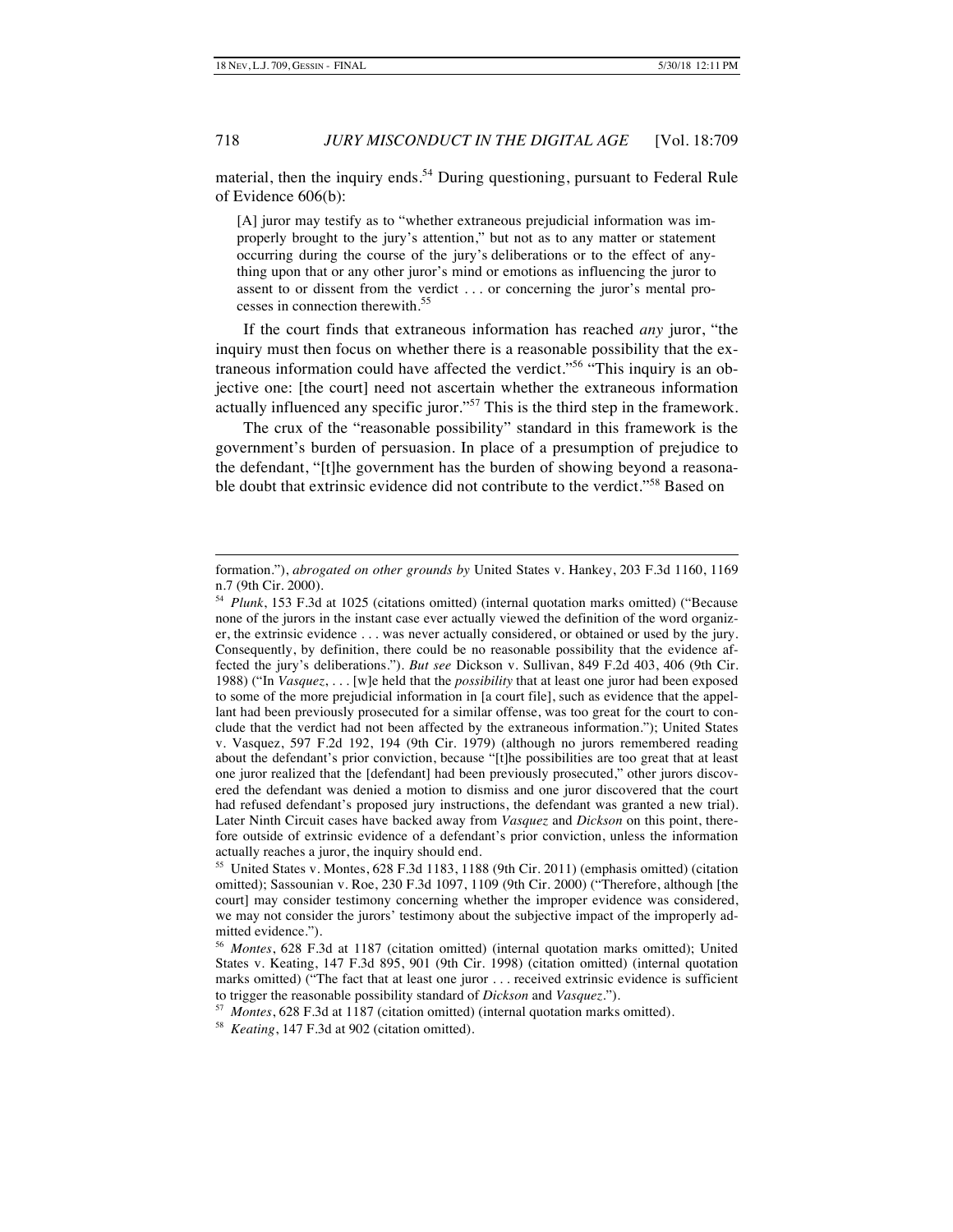material, then the inquiry ends.[54] During questioning, pursuant to Federal Rule of Evidence 606(b):

> [A] juror may testify as to "whether extraneous prejudicial information was improperly brought to the jury's attention," but not as to any matter or statement occurring during the course of the jury's deliberations or to the effect of anything upon that or any other juror's mind or emotions as influencing the juror to assent to or dissent from the verdict . . . or concerning the juror's mental processes in connection therewith.[55]

If the court finds that extraneous information has reached *any* juror, "the inquiry must then focus on whether there is a reasonable possibility that the extraneous information could have affected the verdict."[56] "This inquiry is an objective one: [the court] need not ascertain whether the extraneous information actually influenced any specific juror."[57] This is the third step in the framework.

The crux of the "reasonable possibility" standard in this framework is the government's burden of persuasion. In place of a presumption of prejudice to the defendant, "[t]he government has the burden of showing beyond a reasonable doubt that extrinsic evidence did not contribute to the verdict."[58] Based on

---

formation."), *abrogated on other grounds by* United States v. Hankey, 203 F.3d 1160, 1169 n.7 (9th Cir. 2000).

[54] *Plunk*, 153 F.3d at 1025 (citations omitted) (internal quotation marks omitted) ("Because none of the jurors in the instant case ever actually viewed the definition of the word organizer, the extrinsic evidence . . . was never actually considered, or obtained or used by the jury. Consequently, by definition, there could be no reasonable possibility that the evidence affected the jury's deliberations."). *But see* Dickson v. Sullivan, 849 F.2d 403, 406 (9th Cir. 1988) ("In *Vasquez*, . . . [w]e held that the *possibility* that at least one juror had been exposed to some of the more prejudicial information in [a court file], such as evidence that the appellant had been previously prosecuted for a similar offense, was too great for the court to conclude that the verdict had not been affected by the extraneous information."); United States v. Vasquez, 597 F.2d 192, 194 (9th Cir. 1979) (although no jurors remembered reading about the defendant's prior conviction, because "[t]he possibilities are too great that at least one juror realized that the [defendant] had been previously prosecuted," other jurors discovered the defendant was denied a motion to dismiss and one juror discovered that the court had refused defendant's proposed jury instructions, the defendant was granted a new trial). Later Ninth Circuit cases have backed away from *Vasquez* and *Dickson* on this point, therefore outside of extrinsic evidence of a defendant's prior conviction, unless the information actually reaches a juror, the inquiry should end.

[55] United States v. Montes, 628 F.3d 1183, 1188 (9th Cir. 2011) (emphasis omitted) (citation omitted); Sassounian v. Roe, 230 F.3d 1097, 1109 (9th Cir. 2000) ("Therefore, although [the court] may consider testimony concerning whether the improper evidence was considered, we may not consider the jurors' testimony about the subjective impact of the improperly admitted evidence.").

[56] *Montes*, 628 F.3d at 1187 (citation omitted) (internal quotation marks omitted); United States v. Keating, 147 F.3d 895, 901 (9th Cir. 1998) (citation omitted) (internal quotation marks omitted) ("The fact that at least one juror . . . received extrinsic evidence is sufficient to trigger the reasonable possibility standard of *Dickson* and *Vasquez*.").

[57] *Montes*, 628 F.3d at 1187 (citation omitted) (internal quotation marks omitted).

[58] *Keating*, 147 F.3d at 902 (citation omitted).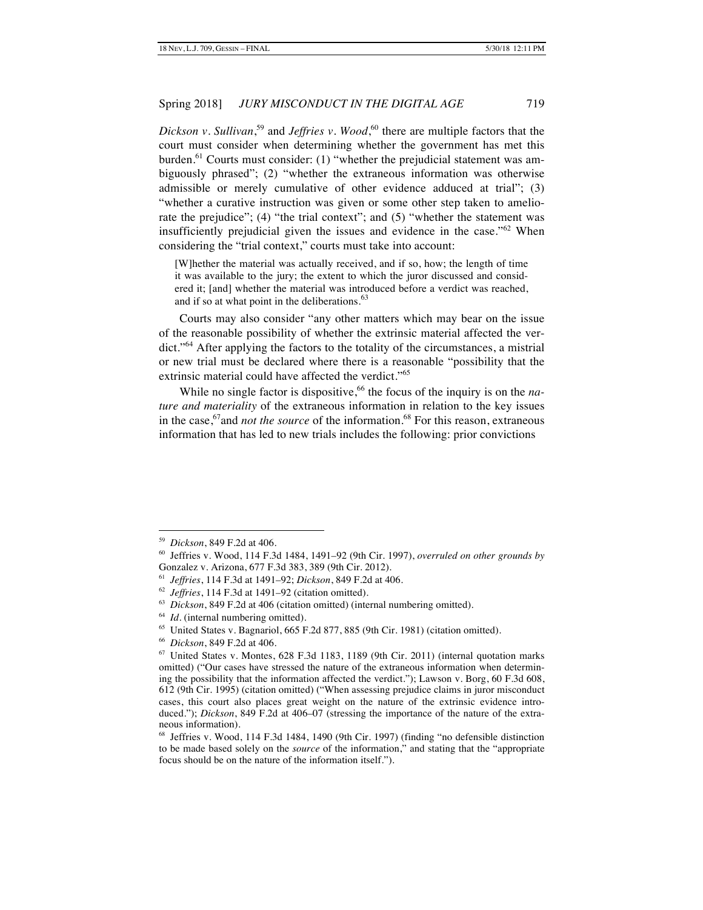*Dickson v. Sullivan*,[59] and *Jeffries v. Wood*,[60] there are multiple factors that the court must consider when determining whether the government has met this burden.[61] Courts must consider: (1) "whether the prejudicial statement was ambiguously phrased"; (2) "whether the extraneous information was otherwise admissible or merely cumulative of other evidence adduced at trial"; (3) "whether a curative instruction was given or some other step taken to ameliorate the prejudice"; (4) "the trial context"; and (5) "whether the statement was insufficiently prejudicial given the issues and evidence in the case."[62] When considering the "trial context," courts must take into account:

> [W]hether the material was actually received, and if so, how; the length of time it was available to the jury; the extent to which the juror discussed and considered it; [and] whether the material was introduced before a verdict was reached, and if so at what point in the deliberations.[63]

Courts may also consider "any other matters which may bear on the issue of the reasonable possibility of whether the extrinsic material affected the verdict."[64] After applying the factors to the totality of the circumstances, a mistrial or new trial must be declared where there is a reasonable "possibility that the extrinsic material could have affected the verdict."[65]

While no single factor is dispositive,[66] the focus of the inquiry is on the *nature and materiality* of the extraneous information in relation to the key issues in the case,[67] and *not the source* of the information.[68] For this reason, extraneous information that has led to new trials includes the following: prior convictions

---

[59] *Dickson*, 849 F.2d at 406.

[60] Jeffries v. Wood, 114 F.3d 1484, 1491–92 (9th Cir. 1997), *overruled on other grounds by* Gonzalez v. Arizona, 677 F.3d 383, 389 (9th Cir. 2012).

[61] *Jeffries*, 114 F.3d at 1491–92; *Dickson*, 849 F.2d at 406.

[62] *Jeffries*, 114 F.3d at 1491–92 (citation omitted).

[63] *Dickson*, 849 F.2d at 406 (citation omitted) (internal numbering omitted).

[64] *Id.* (internal numbering omitted).

[65] United States v. Bagnariol, 665 F.2d 877, 885 (9th Cir. 1981) (citation omitted).

[66] *Dickson*, 849 F.2d at 406.

[67] United States v. Montes, 628 F.3d 1183, 1189 (9th Cir. 2011) (internal quotation marks omitted) ("Our cases have stressed the nature of the extraneous information when determining the possibility that the information affected the verdict."); Lawson v. Borg, 60 F.3d 608, 612 (9th Cir. 1995) (citation omitted) ("When assessing prejudice claims in juror misconduct cases, this court also places great weight on the nature of the extrinsic evidence introduced."); *Dickson*, 849 F.2d at 406–07 (stressing the importance of the nature of the extraneous information).

[68] Jeffries v. Wood, 114 F.3d 1484, 1490 (9th Cir. 1997) (finding "no defensible distinction to be made based solely on the *source* of the information," and stating that the "appropriate focus should be on the nature of the information itself.").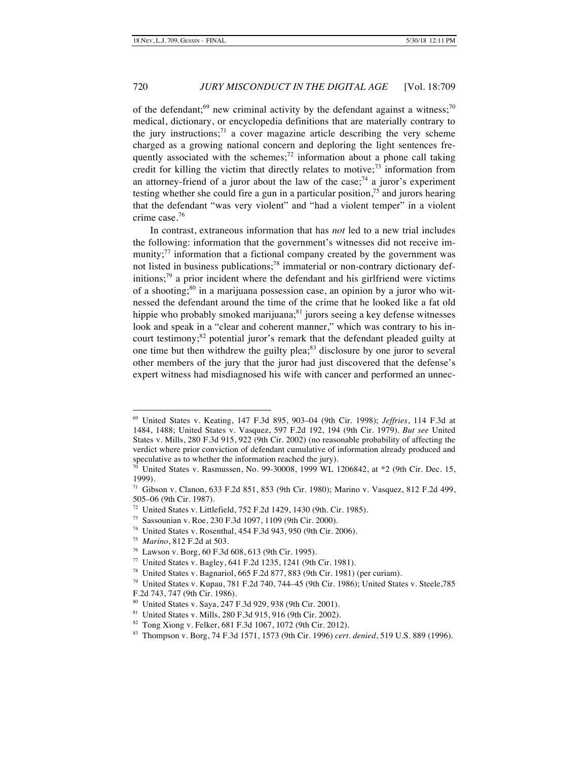of the defendant;[69] new criminal activity by the defendant against a witness;[70] medical, dictionary, or encyclopedia definitions that are materially contrary to the jury instructions;[71] a cover magazine article describing the very scheme charged as a growing national concern and deploring the light sentences frequently associated with the schemes;[72] information about a phone call taking credit for killing the victim that directly relates to motive;[73] information from an attorney-friend of a juror about the law of the case;[74] a juror's experiment testing whether she could fire a gun in a particular position,[75] and jurors hearing that the defendant "was very violent" and "had a violent temper" in a violent crime case.[76]

In contrast, extraneous information that has *not* led to a new trial includes the following: information that the government's witnesses did not receive immunity;[77] information that a fictional company created by the government was not listed in business publications;[78] immaterial or non-contrary dictionary definitions;[79] a prior incident where the defendant and his girlfriend were victims of a shooting;[80] in a marijuana possession case, an opinion by a juror who witnessed the defendant around the time of the crime that he looked like a fat old hippie who probably smoked marijuana;[81] jurors seeing a key defense witnesses look and speak in a "clear and coherent manner," which was contrary to his in-court testimony;[82] potential juror's remark that the defendant pleaded guilty at one time but then withdrew the guilty plea;[83] disclosure by one juror to several other members of the jury that the juror had just discovered that the defense's expert witness had misdiagnosed his wife with cancer and performed an unnec-

---

[69] United States v. Keating, 147 F.3d 895, 903–04 (9th Cir. 1998); *Jeffries*, 114 F.3d at 1484, 1488; United States v. Vasquez, 597 F.2d 192, 194 (9th Cir. 1979). *But see* United States v. Mills, 280 F.3d 915, 922 (9th Cir. 2002) (no reasonable probability of affecting the verdict where prior conviction of defendant cumulative of information already produced and speculative as to whether the information reached the jury).

[70] United States v. Rasmussen, No. 99-30008, 1999 WL 1206842, at *2 (9th Cir. Dec. 15, 1999).

[71] Gibson v. Clanon, 633 F.2d 851, 853 (9th Cir. 1980); Marino v. Vasquez, 812 F.2d 499, 505–06 (9th Cir. 1987).

[72] United States v. Littlefield, 752 F.2d 1429, 1430 (9th. Cir. 1985).

[73] Sassounian v. Roe, 230 F.3d 1097, 1109 (9th Cir. 2000).

[74] United States v. Rosenthal, 454 F.3d 943, 950 (9th Cir. 2006).

[75] *Marino*, 812 F.2d at 503.

[76] Lawson v. Borg, 60 F.3d 608, 613 (9th Cir. 1995).

[77] United States v. Bagley, 641 F.2d 1235, 1241 (9th Cir. 1981).

[78] United States v. Bagnariol, 665 F.2d 877, 883 (9th Cir. 1981) (per curiam).

[79] United States v. Kupau, 781 F.2d 740, 744–45 (9th Cir. 1986); United States v. Steele,785 F.2d 743, 747 (9th Cir. 1986).

[80] United States v. Saya, 247 F.3d 929, 938 (9th Cir. 2001).

[81] United States v. Mills, 280 F.3d 915, 916 (9th Cir. 2002).

[82] Tong Xiong v. Felker, 681 F.3d 1067, 1072 (9th Cir. 2012).

[83] Thompson v. Borg, 74 F.3d 1571, 1573 (9th Cir. 1996) *cert. denied*, 519 U.S. 889 (1996).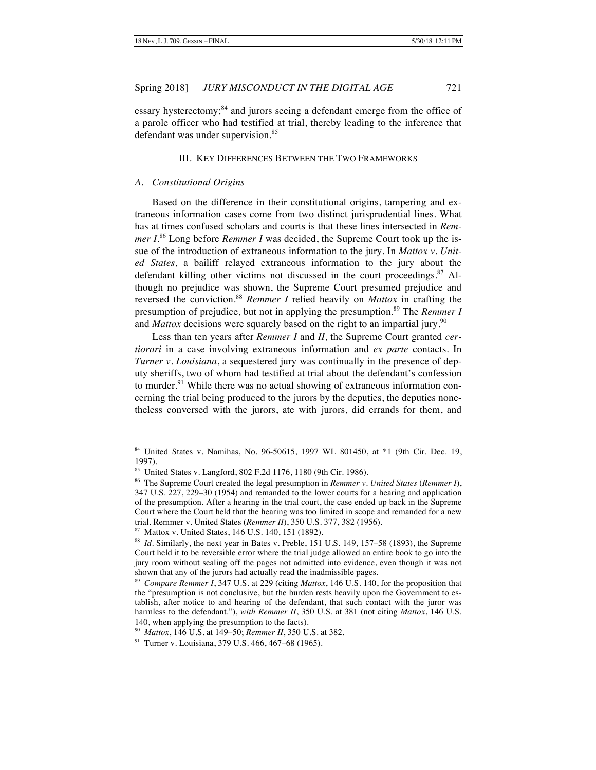essary hysterectomy;[84] and jurors seeing a defendant emerge from the office of a parole officer who had testified at trial, thereby leading to the inference that defendant was under supervision.[85]

## III. Key Differences Between the Two Frameworks

### *A. Constitutional Origins*

Based on the difference in their constitutional origins, tampering and extraneous information cases come from two distinct jurisprudential lines. What has at times confused scholars and courts is that these lines intersected in *Remmer I*.[86] Long before *Remmer I* was decided, the Supreme Court took up the issue of the introduction of extraneous information to the jury. In *Mattox v. United States*, a bailiff relayed extraneous information to the jury about the defendant killing other victims not discussed in the court proceedings.[87] Although no prejudice was shown, the Supreme Court presumed prejudice and reversed the conviction.[88] *Remmer I* relied heavily on *Mattox* in crafting the presumption of prejudice, but not in applying the presumption.[89] The *Remmer I* and *Mattox* decisions were squarely based on the right to an impartial jury.[90]

Less than ten years after *Remmer I* and *II*, the Supreme Court granted *certiorari* in a case involving extraneous information and *ex parte* contacts. In *Turner v. Louisiana*, a sequestered jury was continually in the presence of deputy sheriffs, two of whom had testified at trial about the defendant's confession to murder.[91] While there was no actual showing of extraneous information concerning the trial being produced to the jurors by the deputies, the deputies nonetheless conversed with the jurors, ate with jurors, did errands for them, and

---

[84] United States v. Namihas, No. 96-50615, 1997 WL 801450, at *1 (9th Cir. Dec. 19, 1997).

[85] United States v. Langford, 802 F.2d 1176, 1180 (9th Cir. 1986).

[86] The Supreme Court created the legal presumption in *Remmer v. United States* (*Remmer I*), 347 U.S. 227, 229–30 (1954) and remanded to the lower courts for a hearing and application of the presumption. After a hearing in the trial court, the case ended up back in the Supreme Court where the Court held that the hearing was too limited in scope and remanded for a new trial. Remmer v. United States (*Remmer II*), 350 U.S. 377, 382 (1956).

[87] Mattox v. United States, 146 U.S. 140, 151 (1892).

[88] *Id.* Similarly, the next year in Bates v. Preble, 151 U.S. 149, 157–58 (1893), the Supreme Court held it to be reversible error where the trial judge allowed an entire book to go into the jury room without sealing off the pages not admitted into evidence, even though it was not shown that any of the jurors had actually read the inadmissible pages.

[89] *Compare Remmer I*, 347 U.S. at 229 (citing *Mattox*, 146 U.S. 140, for the proposition that the "presumption is not conclusive, but the burden rests heavily upon the Government to establish, after notice to and hearing of the defendant, that such contact with the juror was harmless to the defendant."), *with Remmer II*, 350 U.S. at 381 (not citing *Mattox*, 146 U.S. 140, when applying the presumption to the facts).

[90] *Mattox*, 146 U.S. at 149–50; *Remmer II*, 350 U.S. at 382.

[91] Turner v. Louisiana, 379 U.S. 466, 467–68 (1965).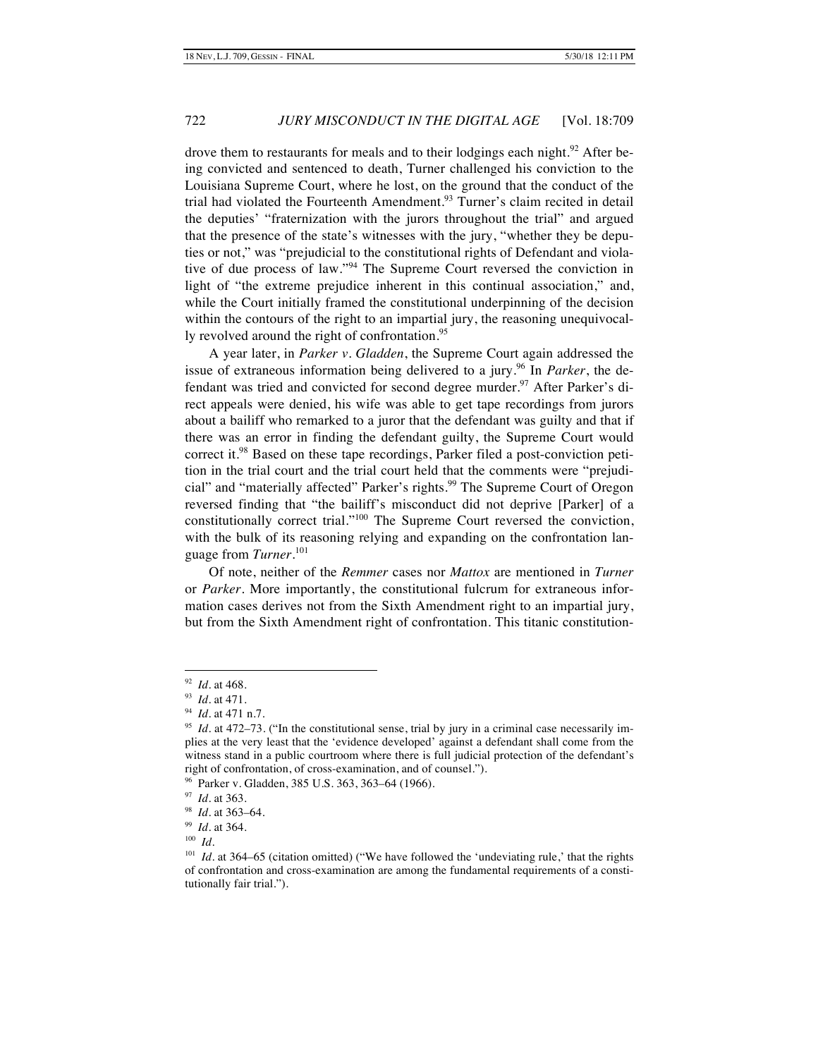drove them to restaurants for meals and to their lodgings each night.[92] After being convicted and sentenced to death, Turner challenged his conviction to the Louisiana Supreme Court, where he lost, on the ground that the conduct of the trial had violated the Fourteenth Amendment.[93] Turner's claim recited in detail the deputies' "fraternization with the jurors throughout the trial" and argued that the presence of the state's witnesses with the jury, "whether they be deputies or not," was "prejudicial to the constitutional rights of Defendant and violative of due process of law."[94] The Supreme Court reversed the conviction in light of "the extreme prejudice inherent in this continual association," and, while the Court initially framed the constitutional underpinning of the decision within the contours of the right to an impartial jury, the reasoning unequivocally revolved around the right of confrontation.[95]

A year later, in *Parker v. Gladden*, the Supreme Court again addressed the issue of extraneous information being delivered to a jury.[96] In *Parker*, the defendant was tried and convicted for second degree murder.[97] After Parker's direct appeals were denied, his wife was able to get tape recordings from jurors about a bailiff who remarked to a juror that the defendant was guilty and that if there was an error in finding the defendant guilty, the Supreme Court would correct it.[98] Based on these tape recordings, Parker filed a post-conviction petition in the trial court and the trial court held that the comments were "prejudicial" and "materially affected" Parker's rights.[99] The Supreme Court of Oregon reversed finding that "the bailiff's misconduct did not deprive [Parker] of a constitutionally correct trial."[100] The Supreme Court reversed the conviction, with the bulk of its reasoning relying and expanding on the confrontation language from *Turner*.[101]

Of note, neither of the *Remmer* cases nor *Mattox* are mentioned in *Turner* or *Parker*. More importantly, the constitutional fulcrum for extraneous information cases derives not from the Sixth Amendment right to an impartial jury, but from the Sixth Amendment right of confrontation. This titanic constitution-

---

[92] *Id.* at 468.

[93] *Id.* at 471.

[94] *Id.* at 471 n.7.

[95] *Id.* at 472–73. ("In the constitutional sense, trial by jury in a criminal case necessarily implies at the very least that the 'evidence developed' against a defendant shall come from the witness stand in a public courtroom where there is full judicial protection of the defendant's right of confrontation, of cross-examination, and of counsel.").

[96] Parker v. Gladden, 385 U.S. 363, 363–64 (1966).

[97] *Id.* at 363.

[98] *Id.* at 363–64.

[99] *Id.* at 364.

[100] *Id.*

[101] *Id.* at 364–65 (citation omitted) ("We have followed the 'undeviating rule,' that the rights of confrontation and cross-examination are among the fundamental requirements of a constitutionally fair trial.").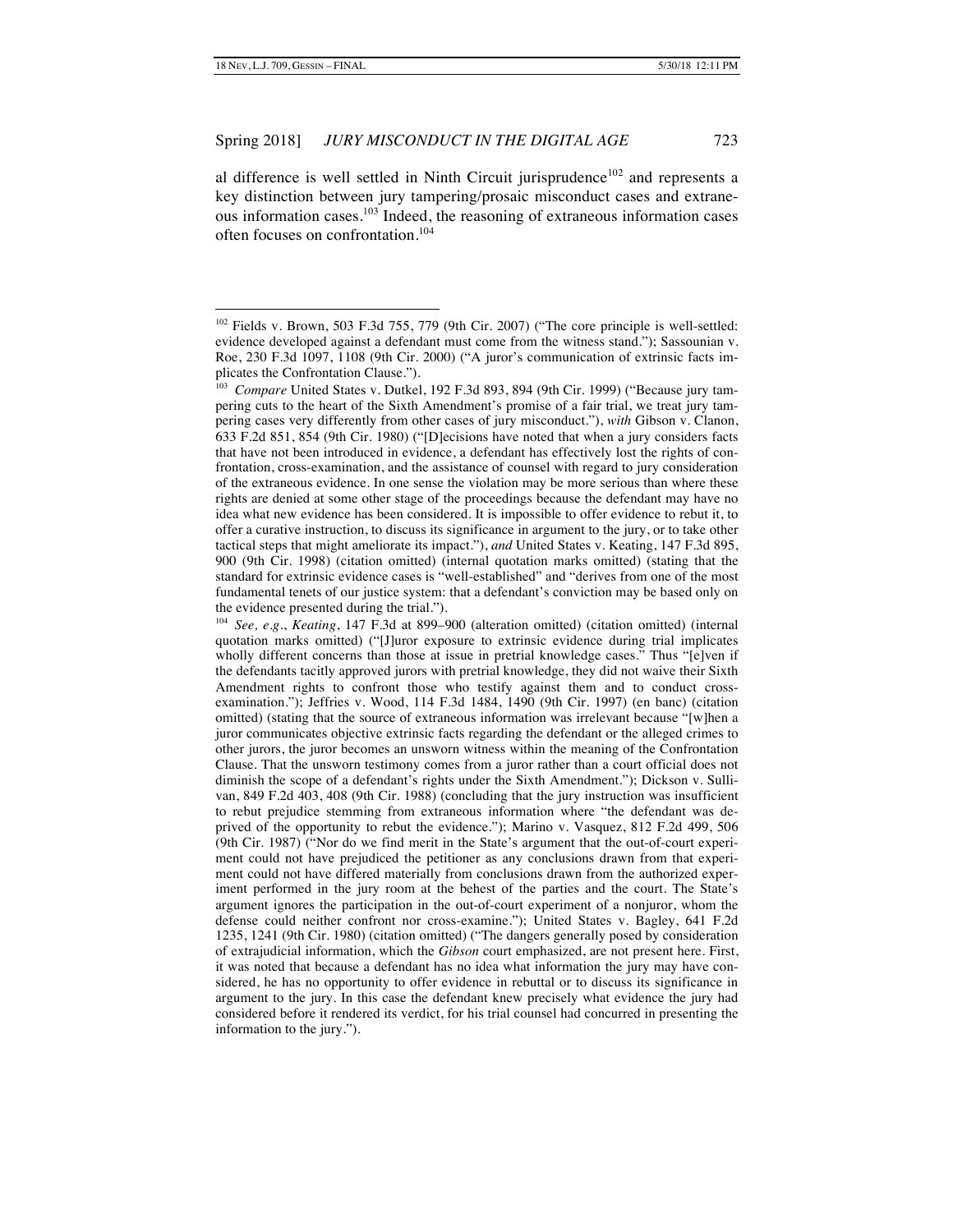al difference is well settled in Ninth Circuit jurisprudence[102] and represents a key distinction between jury tampering/prosaic misconduct cases and extraneous information cases.[103] Indeed, the reasoning of extraneous information cases often focuses on confrontation.[104]

---

[102] Fields v. Brown, 503 F.3d 755, 779 (9th Cir. 2007) ("The core principle is well-settled: evidence developed against a defendant must come from the witness stand."); Sassounian v. Roe, 230 F.3d 1097, 1108 (9th Cir. 2000) ("A juror's communication of extrinsic facts implicates the Confrontation Clause.").

[103] *Compare* United States v. Dutkel, 192 F.3d 893, 894 (9th Cir. 1999) ("Because jury tampering cuts to the heart of the Sixth Amendment's promise of a fair trial, we treat jury tampering cases very differently from other cases of jury misconduct."), *with* Gibson v. Clanon, 633 F.2d 851, 854 (9th Cir. 1980) ("[D]ecisions have noted that when a jury considers facts that have not been introduced in evidence, a defendant has effectively lost the rights of confrontation, cross-examination, and the assistance of counsel with regard to jury consideration of the extraneous evidence. In one sense the violation may be more serious than where these rights are denied at some other stage of the proceedings because the defendant may have no idea what new evidence has been considered. It is impossible to offer evidence to rebut it, to offer a curative instruction, to discuss its significance in argument to the jury, or to take other tactical steps that might ameliorate its impact."), *and* United States v. Keating, 147 F.3d 895, 900 (9th Cir. 1998) (citation omitted) (internal quotation marks omitted) (stating that the standard for extrinsic evidence cases is "well-established" and "derives from one of the most fundamental tenets of our justice system: that a defendant's conviction may be based only on the evidence presented during the trial.").

[104] *See, e.g.*, *Keating*, 147 F.3d at 899–900 (alteration omitted) (citation omitted) (internal quotation marks omitted) ("[J]uror exposure to extrinsic evidence during trial implicates wholly different concerns than those at issue in pretrial knowledge cases." Thus "[e]ven if the defendants tacitly approved jurors with pretrial knowledge, they did not waive their Sixth Amendment rights to confront those who testify against them and to conduct cross-examination."); Jeffries v. Wood, 114 F.3d 1484, 1490 (9th Cir. 1997) (en banc) (citation omitted) (stating that the source of extraneous information was irrelevant because "[w]hen a juror communicates objective extrinsic facts regarding the defendant or the alleged crimes to other jurors, the juror becomes an unsworn witness within the meaning of the Confrontation Clause. That the unsworn testimony comes from a juror rather than a court official does not diminish the scope of a defendant's rights under the Sixth Amendment."); Dickson v. Sullivan, 849 F.2d 403, 408 (9th Cir. 1988) (concluding that the jury instruction was insufficient to rebut prejudice stemming from extraneous information where "the defendant was deprived of the opportunity to rebut the evidence."); Marino v. Vasquez, 812 F.2d 499, 506 (9th Cir. 1987) ("Nor do we find merit in the State's argument that the out-of-court experiment could not have prejudiced the petitioner as any conclusions drawn from that experiment could not have differed materially from conclusions drawn from the authorized experiment performed in the jury room at the behest of the parties and the court. The State's argument ignores the participation in the out-of-court experiment of a nonjuror, whom the defense could neither confront nor cross-examine."); United States v. Bagley, 641 F.2d 1235, 1241 (9th Cir. 1980) (citation omitted) ("The dangers generally posed by consideration of extrajudicial information, which the *Gibson* court emphasized, are not present here. First, it was noted that because a defendant has no idea what information the jury may have considered, he has no opportunity to offer evidence in rebuttal or to discuss its significance in argument to the jury. In this case the defendant knew precisely what evidence the jury had considered before it rendered its verdict, for his trial counsel had concurred in presenting the information to the jury.").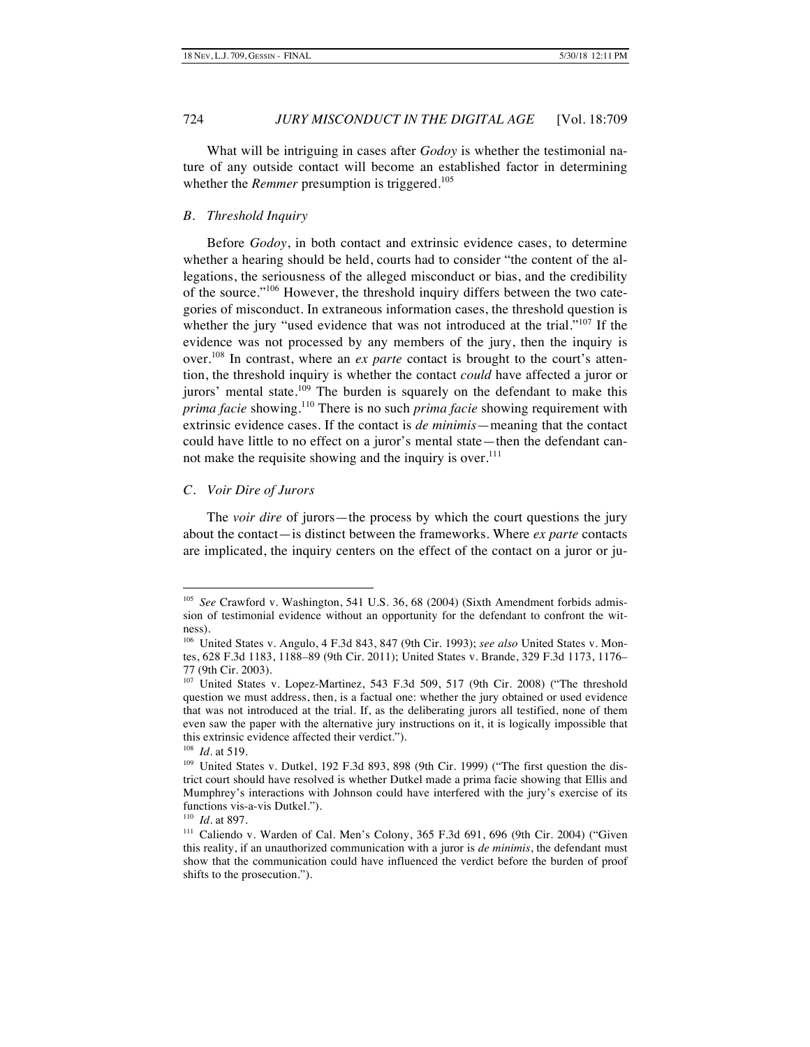What will be intriguing in cases after *Godoy* is whether the testimonial nature of any outside contact will become an established factor in determining whether the *Remmer* presumption is triggered.[105]

### *B. Threshold Inquiry*

Before *Godoy*, in both contact and extrinsic evidence cases, to determine whether a hearing should be held, courts had to consider "the content of the allegations, the seriousness of the alleged misconduct or bias, and the credibility of the source."[106] However, the threshold inquiry differs between the two categories of misconduct. In extraneous information cases, the threshold question is whether the jury "used evidence that was not introduced at the trial."[107] If the evidence was not processed by any members of the jury, then the inquiry is over.[108] In contrast, where an *ex parte* contact is brought to the court's attention, the threshold inquiry is whether the contact *could* have affected a juror or jurors' mental state.[109] The burden is squarely on the defendant to make this *prima facie* showing.[110] There is no such *prima facie* showing requirement with extrinsic evidence cases. If the contact is *de minimis*—meaning that the contact could have little to no effect on a juror's mental state—then the defendant cannot make the requisite showing and the inquiry is over.[111]

### *C. Voir Dire of Jurors*

The *voir dire* of jurors—the process by which the court questions the jury about the contact—is distinct between the frameworks. Where *ex parte* contacts are implicated, the inquiry centers on the effect of the contact on a juror or ju-

---

[105] *See* Crawford v. Washington, 541 U.S. 36, 68 (2004) (Sixth Amendment forbids admission of testimonial evidence without an opportunity for the defendant to confront the witness).

[106] United States v. Angulo, 4 F.3d 843, 847 (9th Cir. 1993); *see also* United States v. Montes, 628 F.3d 1183, 1188–89 (9th Cir. 2011); United States v. Brande, 329 F.3d 1173, 1176–77 (9th Cir. 2003).

[107] United States v. Lopez-Martinez, 543 F.3d 509, 517 (9th Cir. 2008) ("The threshold question we must address, then, is a factual one: whether the jury obtained or used evidence that was not introduced at the trial. If, as the deliberating jurors all testified, none of them even saw the paper with the alternative jury instructions on it, it is logically impossible that this extrinsic evidence affected their verdict.").

[108] *Id.* at 519.

[109] United States v. Dutkel, 192 F.3d 893, 898 (9th Cir. 1999) ("The first question the district court should have resolved is whether Dutkel made a prima facie showing that Ellis and Mumphrey's interactions with Johnson could have interfered with the jury's exercise of its functions vis-a-vis Dutkel.").

[110] *Id.* at 897.

[111] Caliendo v. Warden of Cal. Men's Colony, 365 F.3d 691, 696 (9th Cir. 2004) ("Given this reality, if an unauthorized communication with a juror is *de minimis*, the defendant must show that the communication could have influenced the verdict before the burden of proof shifts to the prosecution.").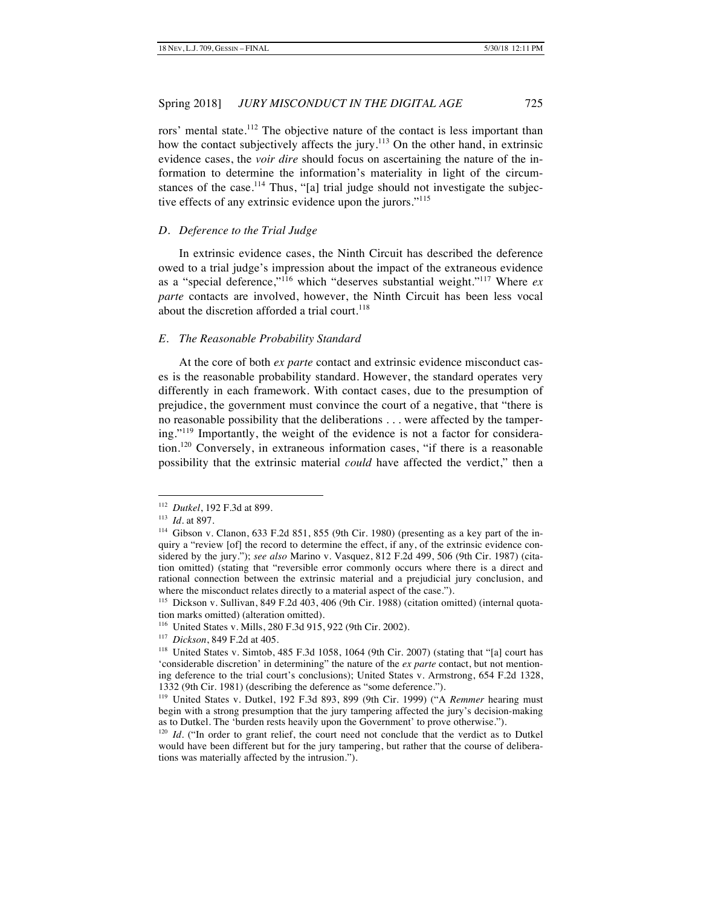rors' mental state.[112] The objective nature of the contact is less important than how the contact subjectively affects the jury.[113] On the other hand, in extrinsic evidence cases, the *voir dire* should focus on ascertaining the nature of the information to determine the information's materiality in light of the circumstances of the case.[114] Thus, "[a] trial judge should not investigate the subjective effects of any extrinsic evidence upon the jurors."[115]

### *D. Deference to the Trial Judge*

In extrinsic evidence cases, the Ninth Circuit has described the deference owed to a trial judge's impression about the impact of the extraneous evidence as a "special deference,"[116] which "deserves substantial weight."[117] Where *ex parte* contacts are involved, however, the Ninth Circuit has been less vocal about the discretion afforded a trial court.[118]

### *E. The Reasonable Probability Standard*

At the core of both *ex parte* contact and extrinsic evidence misconduct cases is the reasonable probability standard. However, the standard operates very differently in each framework. With contact cases, due to the presumption of prejudice, the government must convince the court of a negative, that "there is no reasonable possibility that the deliberations . . . were affected by the tampering."[119] Importantly, the weight of the evidence is not a factor for consideration.[120] Conversely, in extraneous information cases, "if there is a reasonable possibility that the extrinsic material *could* have affected the verdict," then a

---

[112] *Dutkel*, 192 F.3d at 899.

[113] *Id.* at 897.

[114] Gibson v. Clanon, 633 F.2d 851, 855 (9th Cir. 1980) (presenting as a key part of the inquiry a "review [of] the record to determine the effect, if any, of the extrinsic evidence considered by the jury."); *see also* Marino v. Vasquez, 812 F.2d 499, 506 (9th Cir. 1987) (citation omitted) (stating that "reversible error commonly occurs where there is a direct and rational connection between the extrinsic material and a prejudicial jury conclusion, and where the misconduct relates directly to a material aspect of the case.").

[115] Dickson v. Sullivan, 849 F.2d 403, 406 (9th Cir. 1988) (citation omitted) (internal quotation marks omitted) (alteration omitted).

[116] United States v. Mills, 280 F.3d 915, 922 (9th Cir. 2002).

[117] *Dickson*, 849 F.2d at 405.

[118] United States v. Simtob, 485 F.3d 1058, 1064 (9th Cir. 2007) (stating that "[a] court has 'considerable discretion' in determining" the nature of the *ex parte* contact, but not mentioning deference to the trial court's conclusions); United States v. Armstrong, 654 F.2d 1328, 1332 (9th Cir. 1981) (describing the deference as "some deference.").

[119] United States v. Dutkel, 192 F.3d 893, 899 (9th Cir. 1999) ("A *Remmer* hearing must begin with a strong presumption that the jury tampering affected the jury's decision-making as to Dutkel. The 'burden rests heavily upon the Government' to prove otherwise.").

[120] *Id.* ("In order to grant relief, the court need not conclude that the verdict as to Dutkel would have been different but for the jury tampering, but rather that the course of deliberations was materially affected by the intrusion.").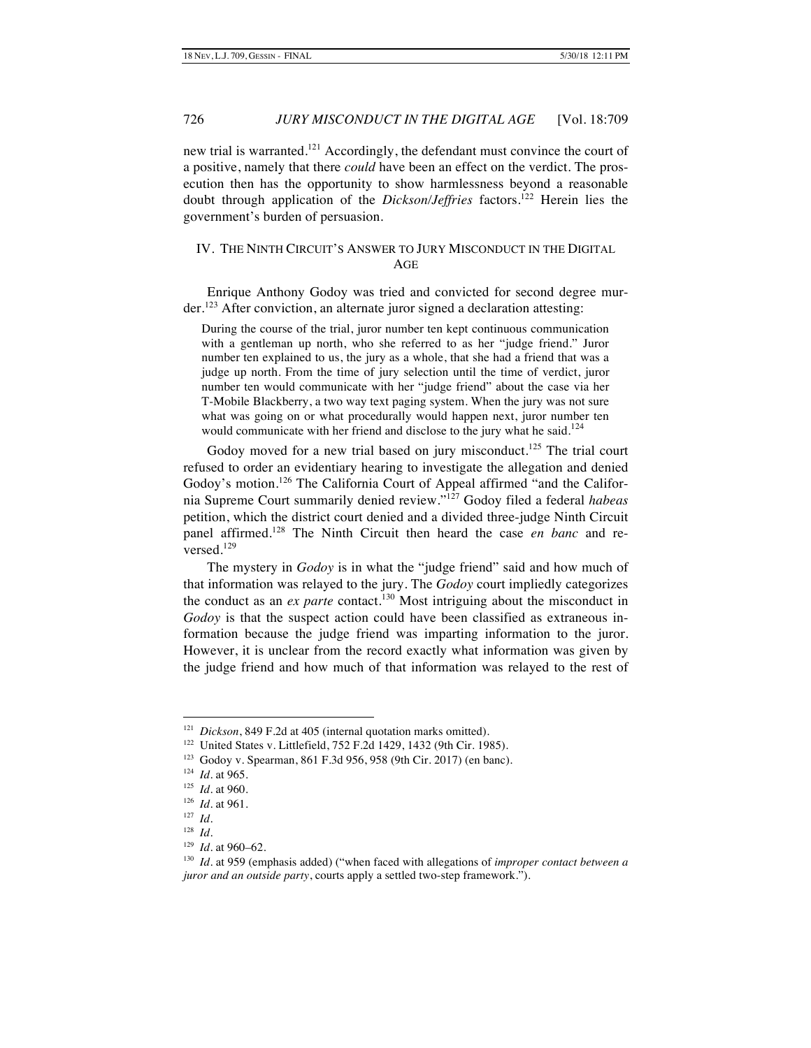new trial is warranted.[121] Accordingly, the defendant must convince the court of a positive, namely that there *could* have been an effect on the verdict. The prosecution then has the opportunity to show harmlessness beyond a reasonable doubt through application of the *Dickson*/*Jeffries* factors.[122] Herein lies the government's burden of persuasion.

## IV. THE NINTH CIRCUIT'S ANSWER TO JURY MISCONDUCT IN THE DIGITAL AGE

Enrique Anthony Godoy was tried and convicted for second degree murder.[123] After conviction, an alternate juror signed a declaration attesting:

> During the course of the trial, juror number ten kept continuous communication with a gentleman up north, who she referred to as her "judge friend." Juror number ten explained to us, the jury as a whole, that she had a friend that was a judge up north. From the time of jury selection until the time of verdict, juror number ten would communicate with her "judge friend" about the case via her T-Mobile Blackberry, a two way text paging system. When the jury was not sure what was going on or what procedurally would happen next, juror number ten would communicate with her friend and disclose to the jury what he said.[124]

Godoy moved for a new trial based on jury misconduct.[125] The trial court refused to order an evidentiary hearing to investigate the allegation and denied Godoy's motion.[126] The California Court of Appeal affirmed "and the California Supreme Court summarily denied review."[127] Godoy filed a federal *habeas* petition, which the district court denied and a divided three-judge Ninth Circuit panel affirmed.[128] The Ninth Circuit then heard the case *en banc* and reversed.[129]

The mystery in *Godoy* is in what the "judge friend" said and how much of that information was relayed to the jury. The *Godoy* court impliedly categorizes the conduct as an *ex parte* contact.[130] Most intriguing about the misconduct in *Godoy* is that the suspect action could have been classified as extraneous information because the judge friend was imparting information to the juror. However, it is unclear from the record exactly what information was given by the judge friend and how much of that information was relayed to the rest of

---

[121] *Dickson*, 849 F.2d at 405 (internal quotation marks omitted).

[122] United States v. Littlefield, 752 F.2d 1429, 1432 (9th Cir. 1985).

[123] Godoy v. Spearman, 861 F.3d 956, 958 (9th Cir. 2017) (en banc).

[124] *Id.* at 965.

[125] *Id.* at 960.

[126] *Id.* at 961.

[127] *Id.*

[128] *Id.*

[129] *Id.* at 960–62.

[130] *Id.* at 959 (emphasis added) ("when faced with allegations of *improper contact between a juror and an outside party*, courts apply a settled two-step framework.").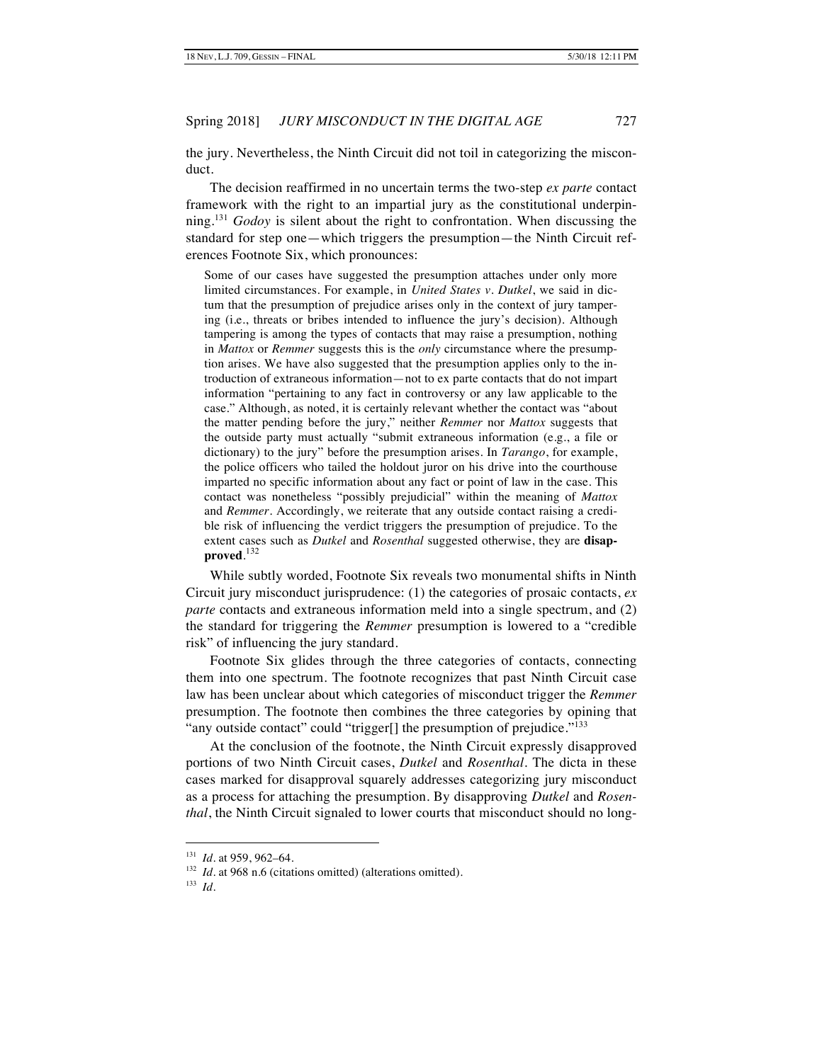the jury. Nevertheless, the Ninth Circuit did not toil in categorizing the misconduct.

The decision reaffirmed in no uncertain terms the two-step *ex parte* contact framework with the right to an impartial jury as the constitutional underpinning.[131] *Godoy* is silent about the right to confrontation. When discussing the standard for step one—which triggers the presumption—the Ninth Circuit references Footnote Six, which pronounces:

> Some of our cases have suggested the presumption attaches under only more limited circumstances. For example, in *United States v. Dutkel*, we said in dictum that the presumption of prejudice arises only in the context of jury tampering (i.e., threats or bribes intended to influence the jury's decision). Although tampering is among the types of contacts that may raise a presumption, nothing in *Mattox* or *Remmer* suggests this is the *only* circumstance where the presumption arises. We have also suggested that the presumption applies only to the introduction of extraneous information—not to ex parte contacts that do not impart information "pertaining to any fact in controversy or any law applicable to the case." Although, as noted, it is certainly relevant whether the contact was "about the matter pending before the jury," neither *Remmer* nor *Mattox* suggests that the outside party must actually "submit extraneous information (e.g., a file or dictionary) to the jury" before the presumption arises. In *Tarango*, for example, the police officers who tailed the holdout juror on his drive into the courthouse imparted no specific information about any fact or point of law in the case. This contact was nonetheless "possibly prejudicial" within the meaning of *Mattox* and *Remmer*. Accordingly, we reiterate that any outside contact raising a credible risk of influencing the verdict triggers the presumption of prejudice. To the extent cases such as *Dutkel* and *Rosenthal* suggested otherwise, they are **disapproved**.[132]

While subtly worded, Footnote Six reveals two monumental shifts in Ninth Circuit jury misconduct jurisprudence: (1) the categories of prosaic contacts, *ex parte* contacts and extraneous information meld into a single spectrum, and (2) the standard for triggering the *Remmer* presumption is lowered to a "credible risk" of influencing the jury standard.

Footnote Six glides through the three categories of contacts, connecting them into one spectrum. The footnote recognizes that past Ninth Circuit case law has been unclear about which categories of misconduct trigger the *Remmer* presumption. The footnote then combines the three categories by opining that "any outside contact" could "trigger[] the presumption of prejudice."[133]

At the conclusion of the footnote, the Ninth Circuit expressly disapproved portions of two Ninth Circuit cases, *Dutkel* and *Rosenthal*. The dicta in these cases marked for disapproval squarely addresses categorizing jury misconduct as a process for attaching the presumption. By disapproving *Dutkel* and *Rosenthal*, the Ninth Circuit signaled to lower courts that misconduct should no long-

---

[131] *Id.* at 959, 962–64.

[132] *Id.* at 968 n.6 (citations omitted) (alterations omitted).

[133] *Id.*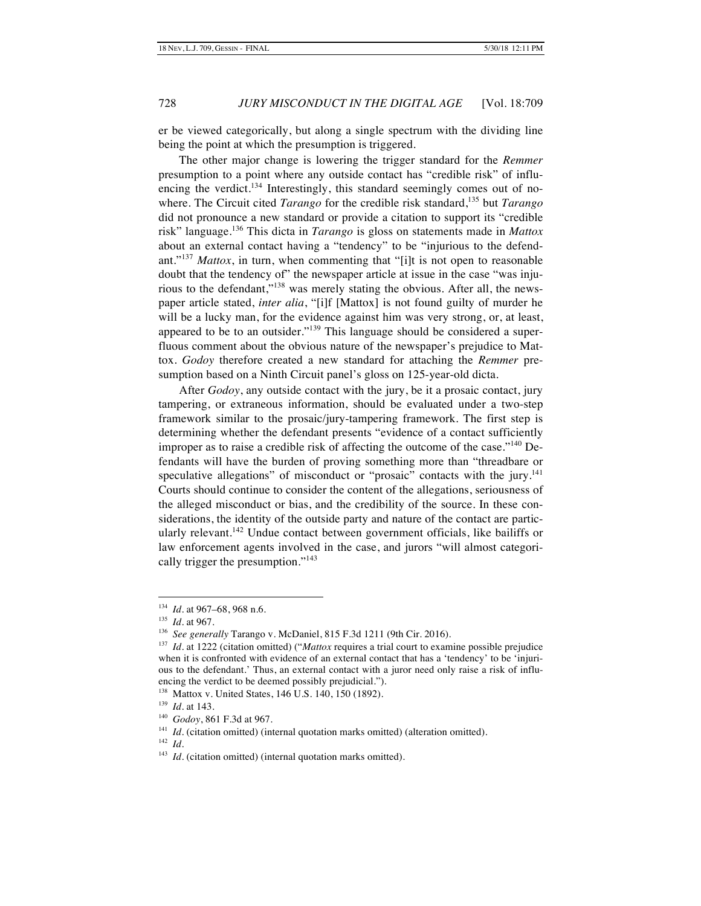er be viewed categorically, but along a single spectrum with the dividing line being the point at which the presumption is triggered.

The other major change is lowering the trigger standard for the *Remmer* presumption to a point where any outside contact has "credible risk" of influencing the verdict.[134] Interestingly, this standard seemingly comes out of nowhere. The Circuit cited *Tarango* for the credible risk standard,[135] but *Tarango* did not pronounce a new standard or provide a citation to support its "credible risk" language.[136] This dicta in *Tarango* is gloss on statements made in *Mattox* about an external contact having a "tendency" to be "injurious to the defendant."[137] *Mattox*, in turn, when commenting that "[i]t is not open to reasonable doubt that the tendency of" the newspaper article at issue in the case "was injurious to the defendant,"[138] was merely stating the obvious. After all, the newspaper article stated, *inter alia*, "[i]f [Mattox] is not found guilty of murder he will be a lucky man, for the evidence against him was very strong, or, at least, appeared to be to an outsider."[139] This language should be considered a superfluous comment about the obvious nature of the newspaper's prejudice to Mattox. *Godoy* therefore created a new standard for attaching the *Remmer* presumption based on a Ninth Circuit panel's gloss on 125-year-old dicta.

After *Godoy*, any outside contact with the jury, be it a prosaic contact, jury tampering, or extraneous information, should be evaluated under a two-step framework similar to the prosaic/jury-tampering framework. The first step is determining whether the defendant presents "evidence of a contact sufficiently improper as to raise a credible risk of affecting the outcome of the case."[140] Defendants will have the burden of proving something more than "threadbare or speculative allegations" of misconduct or "prosaic" contacts with the jury.[141] Courts should continue to consider the content of the allegations, seriousness of the alleged misconduct or bias, and the credibility of the source. In these considerations, the identity of the outside party and nature of the contact are particularly relevant.[142] Undue contact between government officials, like bailiffs or law enforcement agents involved in the case, and jurors "will almost categorically trigger the presumption."[143]

---

[134] *Id.* at 967–68, 968 n.6.

[135] *Id.* at 967.

[136] *See generally* Tarango v. McDaniel, 815 F.3d 1211 (9th Cir. 2016).

[137] *Id.* at 1222 (citation omitted) ("*Mattox* requires a trial court to examine possible prejudice when it is confronted with evidence of an external contact that has a 'tendency' to be 'injurious to the defendant.' Thus, an external contact with a juror need only raise a risk of influencing the verdict to be deemed possibly prejudicial.").

[138] Mattox v. United States, 146 U.S. 140, 150 (1892).

[139] *Id.* at 143.

[140] *Godoy*, 861 F.3d at 967.

[141] *Id.* (citation omitted) (internal quotation marks omitted) (alteration omitted).

[142] *Id.*

[143] *Id.* (citation omitted) (internal quotation marks omitted).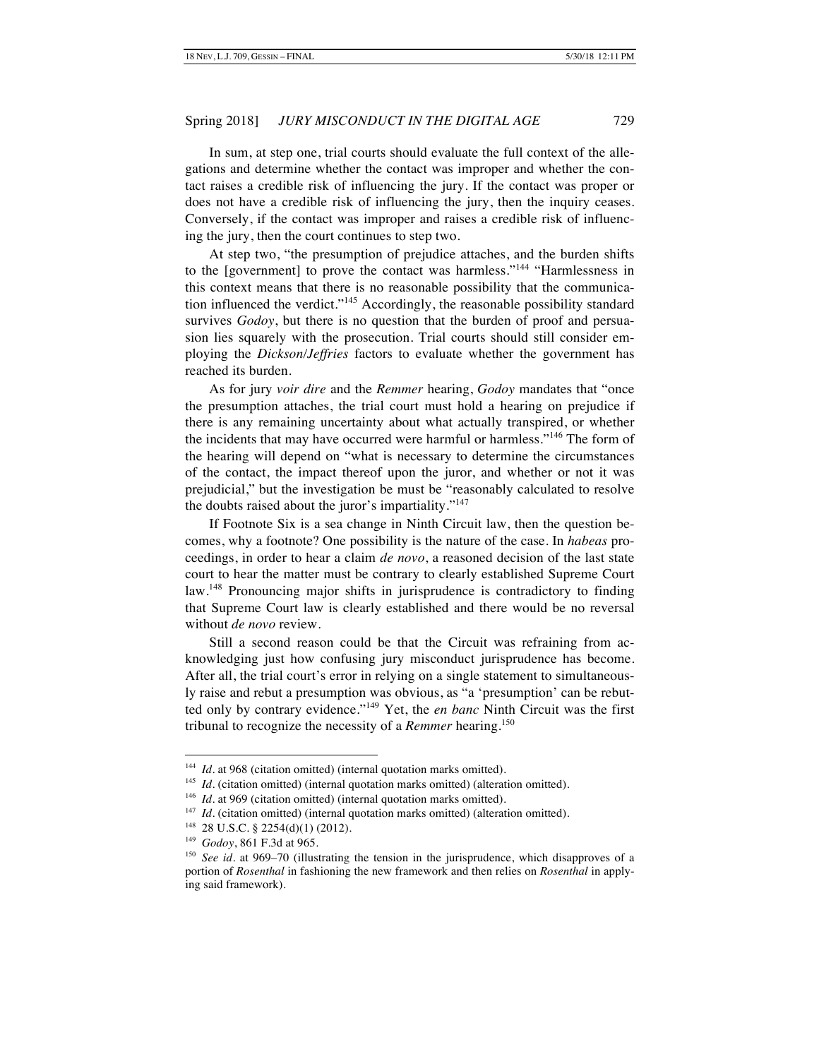In sum, at step one, trial courts should evaluate the full context of the allegations and determine whether the contact was improper and whether the contact raises a credible risk of influencing the jury. If the contact was proper or does not have a credible risk of influencing the jury, then the inquiry ceases. Conversely, if the contact was improper and raises a credible risk of influencing the jury, then the court continues to step two.

At step two, "the presumption of prejudice attaches, and the burden shifts to the [government] to prove the contact was harmless."[144] "Harmlessness in this context means that there is no reasonable possibility that the communication influenced the verdict."[145] Accordingly, the reasonable possibility standard survives *Godoy*, but there is no question that the burden of proof and persuasion lies squarely with the prosecution. Trial courts should still consider employing the *Dickson*/*Jeffries* factors to evaluate whether the government has reached its burden.

As for jury *voir dire* and the *Remmer* hearing, *Godoy* mandates that "once the presumption attaches, the trial court must hold a hearing on prejudice if there is any remaining uncertainty about what actually transpired, or whether the incidents that may have occurred were harmful or harmless."[146] The form of the hearing will depend on "what is necessary to determine the circumstances of the contact, the impact thereof upon the juror, and whether or not it was prejudicial," but the investigation be must be "reasonably calculated to resolve the doubts raised about the juror's impartiality."[147]

If Footnote Six is a sea change in Ninth Circuit law, then the question becomes, why a footnote? One possibility is the nature of the case. In *habeas* proceedings, in order to hear a claim *de novo*, a reasoned decision of the last state court to hear the matter must be contrary to clearly established Supreme Court law.[148] Pronouncing major shifts in jurisprudence is contradictory to finding that Supreme Court law is clearly established and there would be no reversal without *de novo* review.

Still a second reason could be that the Circuit was refraining from acknowledging just how confusing jury misconduct jurisprudence has become. After all, the trial court's error in relying on a single statement to simultaneously raise and rebut a presumption was obvious, as "a 'presumption' can be rebutted only by contrary evidence."[149] Yet, the *en banc* Ninth Circuit was the first tribunal to recognize the necessity of a *Remmer* hearing.[150]

---

[144] *Id.* at 968 (citation omitted) (internal quotation marks omitted).

[145] *Id.* (citation omitted) (internal quotation marks omitted) (alteration omitted).

[146] *Id.* at 969 (citation omitted) (internal quotation marks omitted).

[147] *Id.* (citation omitted) (internal quotation marks omitted) (alteration omitted).

[148] 28 U.S.C. § 2254(d)(1) (2012).

[149] *Godoy*, 861 F.3d at 965.

[150] *See id.* at 969–70 (illustrating the tension in the jurisprudence, which disapproves of a portion of *Rosenthal* in fashioning the new framework and then relies on *Rosenthal* in applying said framework).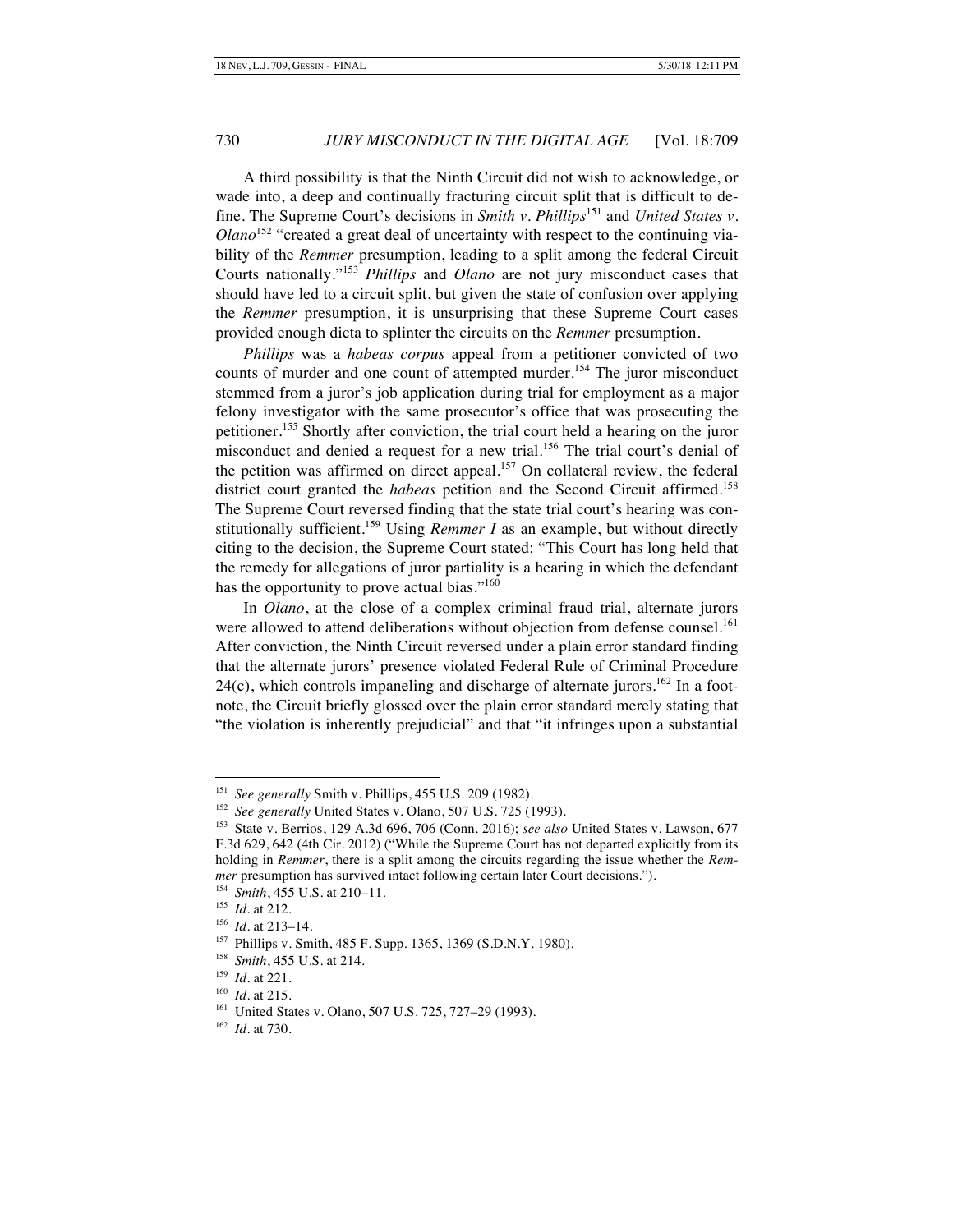A third possibility is that the Ninth Circuit did not wish to acknowledge, or wade into, a deep and continually fracturing circuit split that is difficult to define. The Supreme Court's decisions in *Smith v. Phillips*[151] and *United States v. Olano*[152] "created a great deal of uncertainty with respect to the continuing viability of the *Remmer* presumption, leading to a split among the federal Circuit Courts nationally."[153] *Phillips* and *Olano* are not jury misconduct cases that should have led to a circuit split, but given the state of confusion over applying the *Remmer* presumption, it is unsurprising that these Supreme Court cases provided enough dicta to splinter the circuits on the *Remmer* presumption.

*Phillips* was a *habeas corpus* appeal from a petitioner convicted of two counts of murder and one count of attempted murder.[154] The juror misconduct stemmed from a juror's job application during trial for employment as a major felony investigator with the same prosecutor's office that was prosecuting the petitioner.[155] Shortly after conviction, the trial court held a hearing on the juror misconduct and denied a request for a new trial.[156] The trial court's denial of the petition was affirmed on direct appeal.[157] On collateral review, the federal district court granted the *habeas* petition and the Second Circuit affirmed.[158] The Supreme Court reversed finding that the state trial court's hearing was constitutionally sufficient.[159] Using *Remmer I* as an example, but without directly citing to the decision, the Supreme Court stated: "This Court has long held that the remedy for allegations of juror partiality is a hearing in which the defendant has the opportunity to prove actual bias."[160]

In *Olano*, at the close of a complex criminal fraud trial, alternate jurors were allowed to attend deliberations without objection from defense counsel.[161] After conviction, the Ninth Circuit reversed under a plain error standard finding that the alternate jurors' presence violated Federal Rule of Criminal Procedure 24(c), which controls impaneling and discharge of alternate jurors.[162] In a footnote, the Circuit briefly glossed over the plain error standard merely stating that "the violation is inherently prejudicial" and that "it infringes upon a substantial

---

[151] *See generally* Smith v. Phillips, 455 U.S. 209 (1982).

[152] *See generally* United States v. Olano, 507 U.S. 725 (1993).

[153] State v. Berrios, 129 A.3d 696, 706 (Conn. 2016); *see also* United States v. Lawson, 677 F.3d 629, 642 (4th Cir. 2012) ("While the Supreme Court has not departed explicitly from its holding in *Remmer*, there is a split among the circuits regarding the issue whether the *Remmer* presumption has survived intact following certain later Court decisions.").

[154] *Smith*, 455 U.S. at 210–11.

[155] *Id.* at 212.

[156] *Id.* at 213–14.

[157] Phillips v. Smith, 485 F. Supp. 1365, 1369 (S.D.N.Y. 1980).

[158] *Smith*, 455 U.S. at 214.

[159] *Id.* at 221.

[160] *Id.* at 215.

[161] United States v. Olano, 507 U.S. 725, 727–29 (1993).

[162] *Id.* at 730.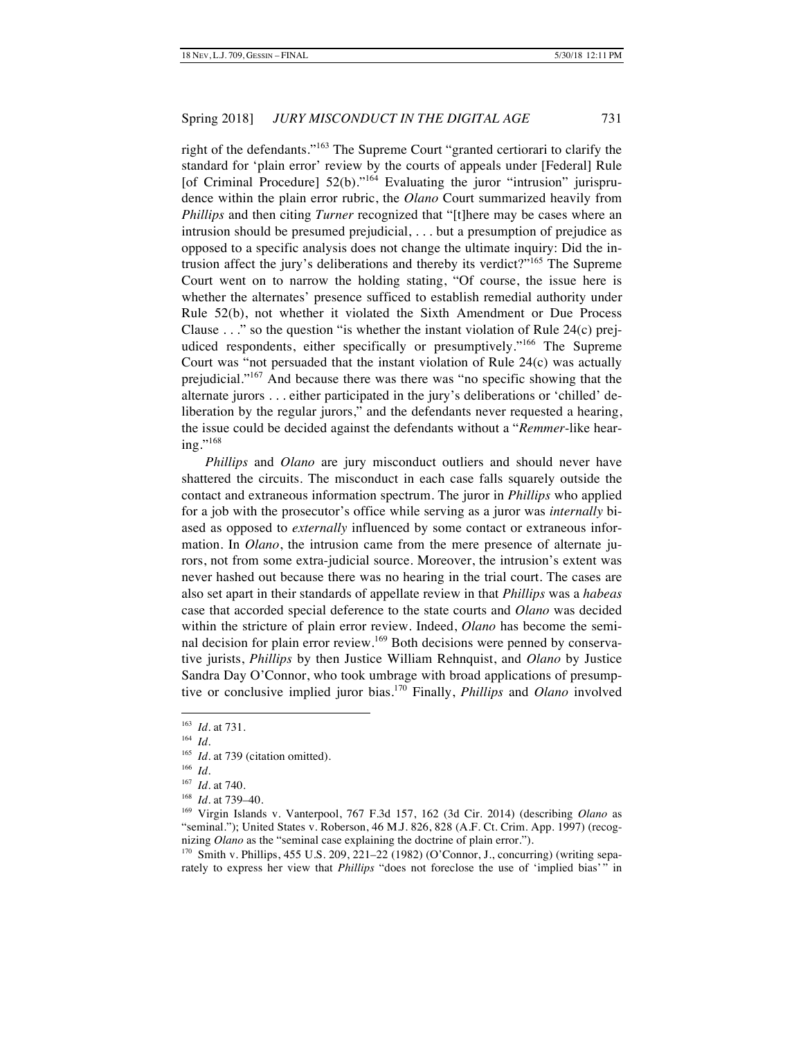right of the defendants."[163] The Supreme Court "granted certiorari to clarify the standard for 'plain error' review by the courts of appeals under [Federal] Rule [of Criminal Procedure] 52(b)."[164] Evaluating the juror "intrusion" jurisprudence within the plain error rubric, the *Olano* Court summarized heavily from *Phillips* and then citing *Turner* recognized that "[t]here may be cases where an intrusion should be presumed prejudicial, . . . but a presumption of prejudice as opposed to a specific analysis does not change the ultimate inquiry: Did the intrusion affect the jury's deliberations and thereby its verdict?"[165] The Supreme Court went on to narrow the holding stating, "Of course, the issue here is whether the alternates' presence sufficed to establish remedial authority under Rule 52(b), not whether it violated the Sixth Amendment or Due Process Clause . . ." so the question "is whether the instant violation of Rule 24(c) prejudiced respondents, either specifically or presumptively."[166] The Supreme Court was "not persuaded that the instant violation of Rule 24(c) was actually prejudicial."[167] And because there was there was "no specific showing that the alternate jurors . . . either participated in the jury's deliberations or 'chilled' deliberation by the regular jurors," and the defendants never requested a hearing, the issue could be decided against the defendants without a "*Remmer*-like hearing."[168]

*Phillips* and *Olano* are jury misconduct outliers and should never have shattered the circuits. The misconduct in each case falls squarely outside the contact and extraneous information spectrum. The juror in *Phillips* who applied for a job with the prosecutor's office while serving as a juror was *internally* biased as opposed to *externally* influenced by some contact or extraneous information. In *Olano*, the intrusion came from the mere presence of alternate jurors, not from some extra-judicial source. Moreover, the intrusion's extent was never hashed out because there was no hearing in the trial court. The cases are also set apart in their standards of appellate review in that *Phillips* was a *habeas* case that accorded special deference to the state courts and *Olano* was decided within the stricture of plain error review. Indeed, *Olano* has become the seminal decision for plain error review.[169] Both decisions were penned by conservative jurists, *Phillips* by then Justice William Rehnquist, and *Olano* by Justice Sandra Day O'Connor, who took umbrage with broad applications of presumptive or conclusive implied juror bias.[170] Finally, *Phillips* and *Olano* involved

---

[163] *Id.* at 731.

[164] *Id.*

[165] *Id.* at 739 (citation omitted).

[166] *Id.*

[167] *Id.* at 740.

[168] *Id.* at 739–40.

[169] Virgin Islands v. Vanterpool, 767 F.3d 157, 162 (3d Cir. 2014) (describing *Olano* as "seminal."); United States v. Roberson, 46 M.J. 826, 828 (A.F. Ct. Crim. App. 1997) (recognizing *Olano* as the "seminal case explaining the doctrine of plain error.").

[170] Smith v. Phillips, 455 U.S. 209, 221–22 (1982) (O'Connor, J., concurring) (writing separately to express her view that *Phillips* "does not foreclose the use of 'implied bias'" in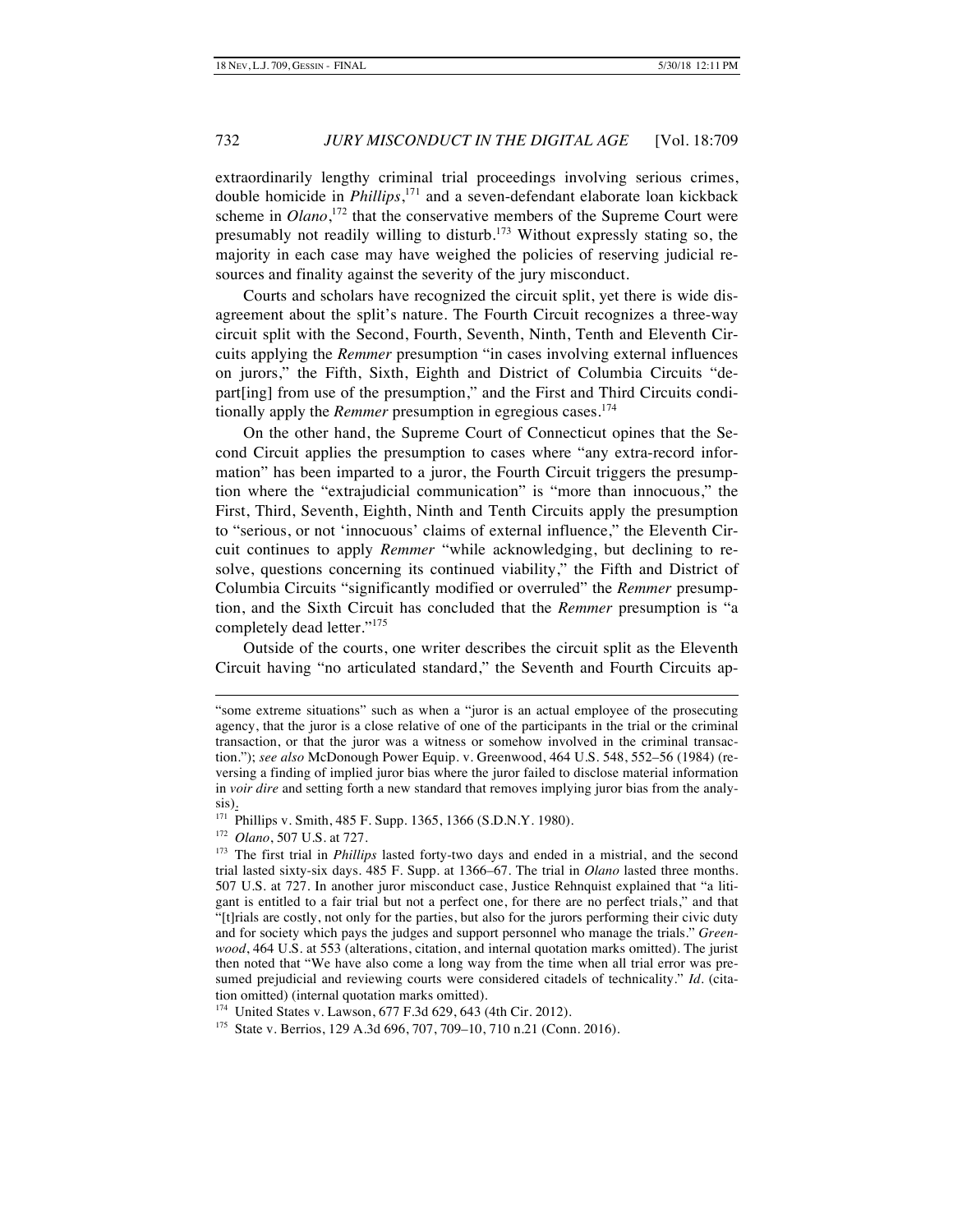extraordinarily lengthy criminal trial proceedings involving serious crimes, double homicide in *Phillips*,[171] and a seven-defendant elaborate loan kickback scheme in *Olano*,[172] that the conservative members of the Supreme Court were presumably not readily willing to disturb.[173] Without expressly stating so, the majority in each case may have weighed the policies of reserving judicial resources and finality against the severity of the jury misconduct.

Courts and scholars have recognized the circuit split, yet there is wide disagreement about the split's nature. The Fourth Circuit recognizes a three-way circuit split with the Second, Fourth, Seventh, Ninth, Tenth and Eleventh Circuits applying the *Remmer* presumption "in cases involving external influences on jurors," the Fifth, Sixth, Eighth and District of Columbia Circuits "depart[ing] from use of the presumption," and the First and Third Circuits conditionally apply the *Remmer* presumption in egregious cases.[174]

On the other hand, the Supreme Court of Connecticut opines that the Second Circuit applies the presumption to cases where "any extra-record information" has been imparted to a juror, the Fourth Circuit triggers the presumption where the "extrajudicial communication" is "more than innocuous," the First, Third, Seventh, Eighth, Ninth and Tenth Circuits apply the presumption to "serious, or not 'innocuous' claims of external influence," the Eleventh Circuit continues to apply *Remmer* "while acknowledging, but declining to resolve, questions concerning its continued viability," the Fifth and District of Columbia Circuits "significantly modified or overruled" the *Remmer* presumption, and the Sixth Circuit has concluded that the *Remmer* presumption is "a completely dead letter."[175]

Outside of the courts, one writer describes the circuit split as the Eleventh Circuit having "no articulated standard," the Seventh and Fourth Circuits ap-

---

"some extreme situations" such as when a "juror is an actual employee of the prosecuting agency, that the juror is a close relative of one of the participants in the trial or the criminal transaction, or that the juror was a witness or somehow involved in the criminal transaction."); *see also* McDonough Power Equip. v. Greenwood, 464 U.S. 548, 552–56 (1984) (reversing a finding of implied juror bias where the juror failed to disclose material information in *voir dire* and setting forth a new standard that removes implying juror bias from the analysis).

[171] Phillips v. Smith, 485 F. Supp. 1365, 1366 (S.D.N.Y. 1980).

[172] *Olano*, 507 U.S. at 727.

[173] The first trial in *Phillips* lasted forty-two days and ended in a mistrial, and the second trial lasted sixty-six days. 485 F. Supp. at 1366–67. The trial in *Olano* lasted three months. 507 U.S. at 727. In another juror misconduct case, Justice Rehnquist explained that "a litigant is entitled to a fair trial but not a perfect one, for there are no perfect trials," and that "[t]rials are costly, not only for the parties, but also for the jurors performing their civic duty and for society which pays the judges and support personnel who manage the trials." *Greenwood*, 464 U.S. at 553 (alterations, citation, and internal quotation marks omitted). The jurist then noted that "We have also come a long way from the time when all trial error was presumed prejudicial and reviewing courts were considered citadels of technicality." *Id.* (citation omitted) (internal quotation marks omitted).

[174] United States v. Lawson, 677 F.3d 629, 643 (4th Cir. 2012).

[175] State v. Berrios, 129 A.3d 696, 707, 709–10, 710 n.21 (Conn. 2016).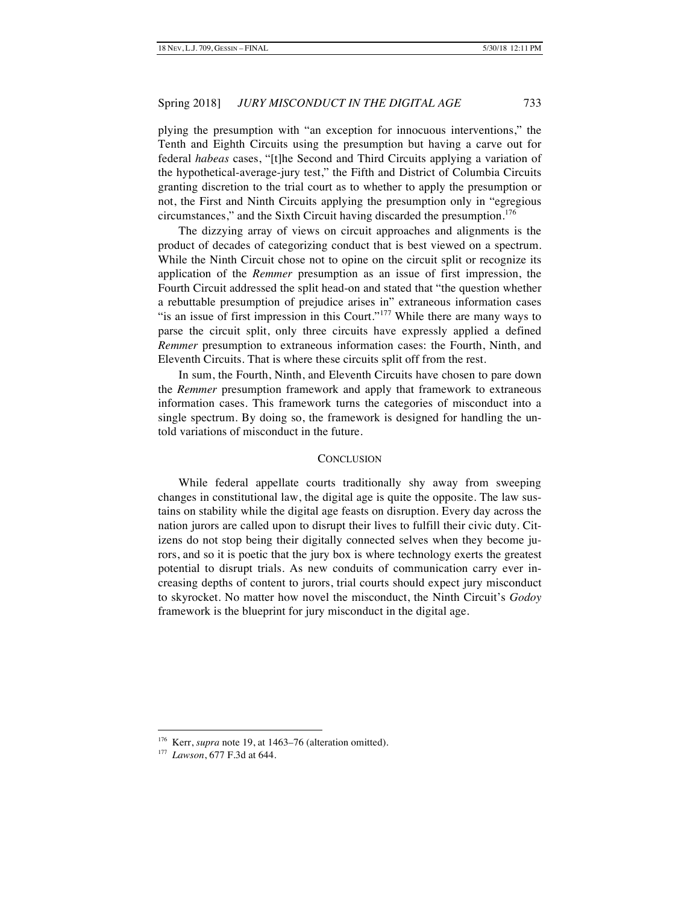plying the presumption with "an exception for innocuous interventions," the Tenth and Eighth Circuits using the presumption but having a carve out for federal *habeas* cases, "[t]he Second and Third Circuits applying a variation of the hypothetical-average-jury test," the Fifth and District of Columbia Circuits granting discretion to the trial court as to whether to apply the presumption or not, the First and Ninth Circuits applying the presumption only in "egregious circumstances," and the Sixth Circuit having discarded the presumption.[176]

The dizzying array of views on circuit approaches and alignments is the product of decades of categorizing conduct that is best viewed on a spectrum. While the Ninth Circuit chose not to opine on the circuit split or recognize its application of the *Remmer* presumption as an issue of first impression, the Fourth Circuit addressed the split head-on and stated that "the question whether a rebuttable presumption of prejudice arises in" extraneous information cases "is an issue of first impression in this Court."[177] While there are many ways to parse the circuit split, only three circuits have expressly applied a defined *Remmer* presumption to extraneous information cases: the Fourth, Ninth, and Eleventh Circuits. That is where these circuits split off from the rest.

In sum, the Fourth, Ninth, and Eleventh Circuits have chosen to pare down the *Remmer* presumption framework and apply that framework to extraneous information cases. This framework turns the categories of misconduct into a single spectrum. By doing so, the framework is designed for handling the untold variations of misconduct in the future.

## CONCLUSION

While federal appellate courts traditionally shy away from sweeping changes in constitutional law, the digital age is quite the opposite. The law sustains on stability while the digital age feasts on disruption. Every day across the nation jurors are called upon to disrupt their lives to fulfill their civic duty. Citizens do not stop being their digitally connected selves when they become jurors, and so it is poetic that the jury box is where technology exerts the greatest potential to disrupt trials. As new conduits of communication carry ever increasing depths of content to jurors, trial courts should expect jury misconduct to skyrocket. No matter how novel the misconduct, the Ninth Circuit's *Godoy* framework is the blueprint for jury misconduct in the digital age.

---

[176] Kerr, *supra* note 19, at 1463–76 (alteration omitted).

[177] *Lawson*, 677 F.3d at 644.